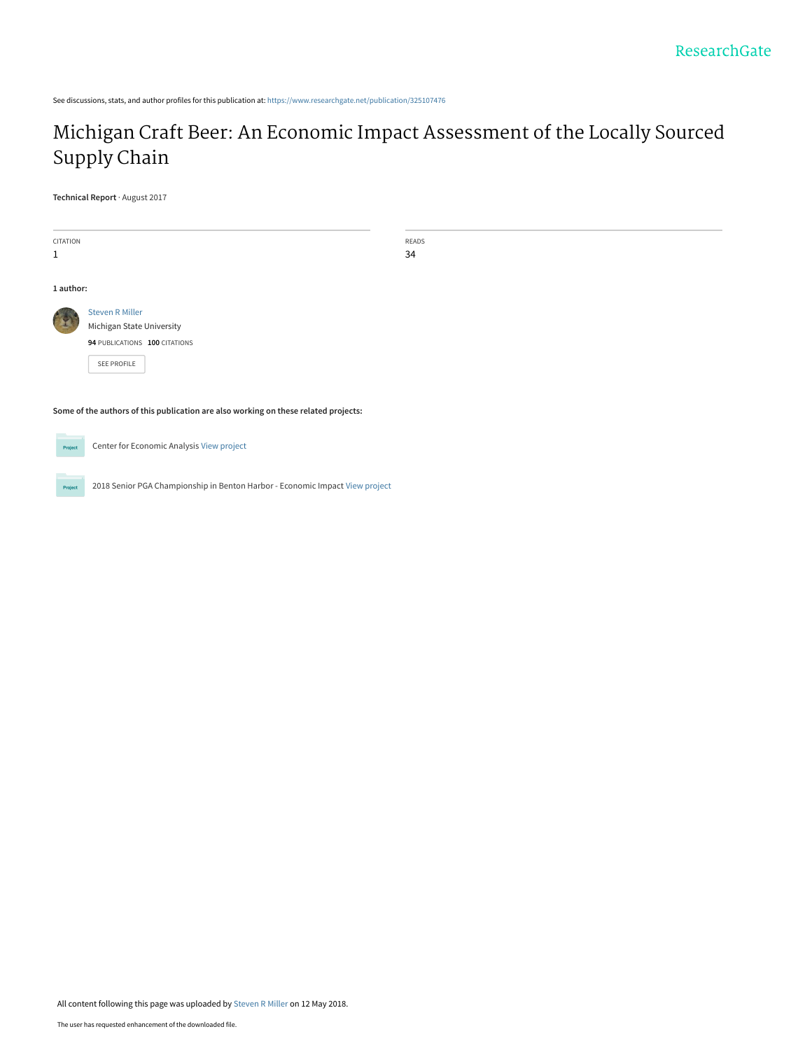See discussions, stats, and author profiles for this publication at: https://www.researchgate.net/publication/325107476

# Michigan Craft Beer: An Economic Impact Assessment of the Locally Sourced Supply Chain

**Technical Report** · August 2017

| CITATION | READS |
|---|---|
| 1 | 34 |

**1 author:**

Steven R Miller
Michigan State University
**94** PUBLICATIONS **100** CITATIONS

SEE PROFILE

**Some of the authors of this publication are also working on these related projects:**

Center for Economic Analysis View project

2018 Senior PGA Championship in Benton Harbor - Economic Impact View project

All content following this page was uploaded by Steven R Miller on 12 May 2018.

The user has requested enhancement of the downloaded file.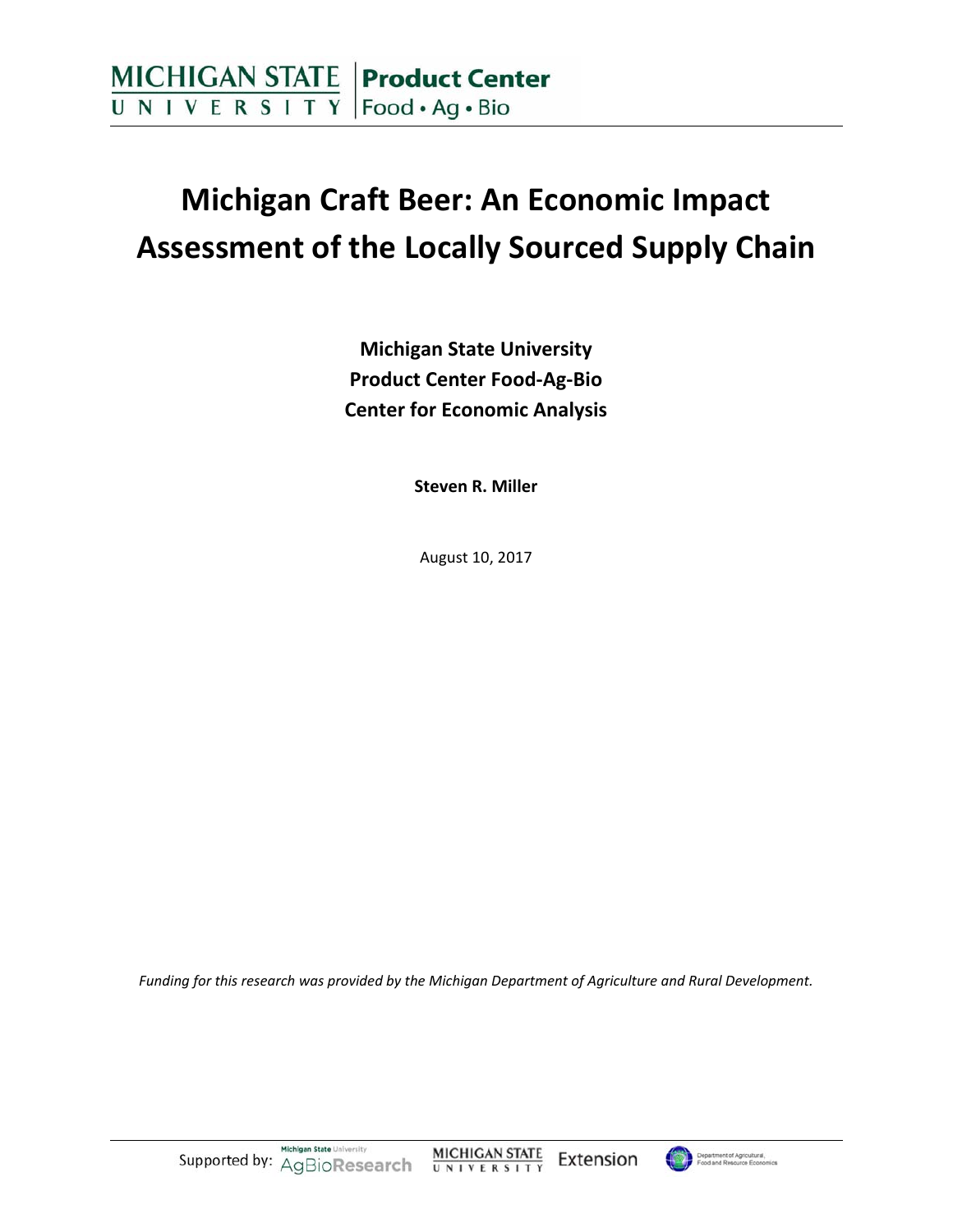MICHIGAN STATE UNIVERSITY | Product Center Food • Ag • Bio

# Michigan Craft Beer: An Economic Impact Assessment of the Locally Sourced Supply Chain

**Michigan State University**
**Product Center Food-Ag-Bio**
**Center for Economic Analysis**

**Steven R. Miller**

August 10, 2017

*Funding for this research was provided by the Michigan Department of Agriculture and Rural Development.*

Supported by: Michigan State University AgBioResearch, MICHIGAN STATE UNIVERSITY Extension, Department of Agricultural, Food and Resource Economics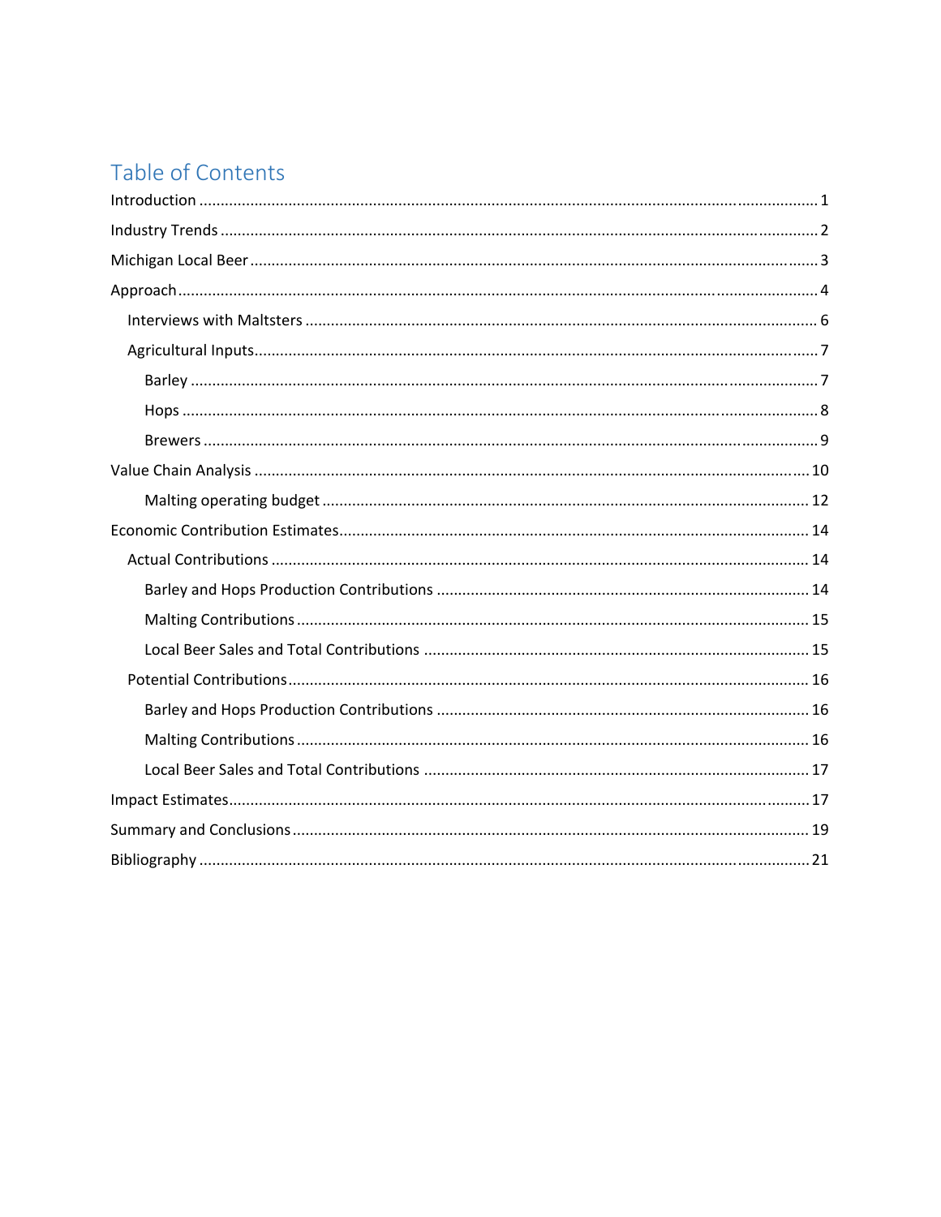# Table of Contents

Introduction ........................................................................................................................................ 1

Industry Trends ................................................................................................................................... 2

Michigan Local Beer ............................................................................................................................ 3

Approach ............................................................................................................................................. 4

- Interviews with Maltsters ............................................................................................................. 6
- Agricultural Inputs ......................................................................................................................... 7
  - Barley ....................................................................................................................................... 7
  - Hops ......................................................................................................................................... 8
  - Brewers .................................................................................................................................... 9

Value Chain Analysis ......................................................................................................................... 10

- Malting operating budget ............................................................................................................ 12

Economic Contribution Estimates ...................................................................................................... 14

- Actual Contributions .................................................................................................................... 14
  - Barley and Hops Production Contributions ............................................................................ 14
  - Malting Contributions ............................................................................................................. 15
  - Local Beer Sales and Total Contributions ............................................................................... 15
- Potential Contributions ................................................................................................................ 16
  - Barley and Hops Production Contributions ............................................................................ 16
  - Malting Contributions ............................................................................................................. 16
  - Local Beer Sales and Total Contributions ............................................................................... 17

Impact Estimates ............................................................................................................................... 17

Summary and Conclusions ................................................................................................................. 19

Bibliography ....................................................................................................................................... 21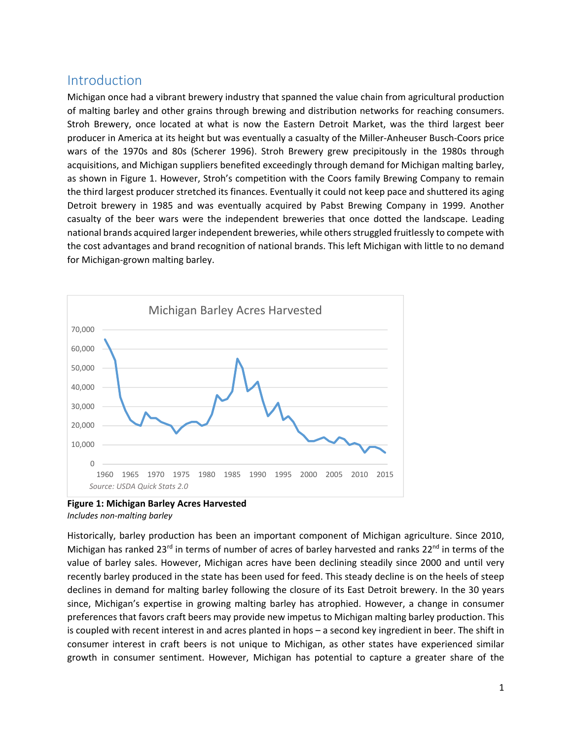## Introduction

Michigan once had a vibrant brewery industry that spanned the value chain from agricultural production of malting barley and other grains through brewing and distribution networks for reaching consumers. Stroh Brewery, once located at what is now the Eastern Detroit Market, was the third largest beer producer in America at its height but was eventually a casualty of the Miller-Anheuser Busch-Coors price wars of the 1970s and 80s (Scherer 1996). Stroh Brewery grew precipitously in the 1980s through acquisitions, and Michigan suppliers benefited exceedingly through demand for Michigan malting barley, as shown in Figure 1. However, Stroh's competition with the Coors family Brewing Company to remain the third largest producer stretched its finances. Eventually it could not keep pace and shuttered its aging Detroit brewery in 1985 and was eventually acquired by Pabst Brewing Company in 1999. Another casualty of the beer wars were the independent breweries that once dotted the landscape. Leading national brands acquired larger independent breweries, while others struggled fruitlessly to compete with the cost advantages and brand recognition of national brands. This left Michigan with little to no demand for Michigan-grown malting barley.

Michigan Barley Acres Harvested

Source: USDA Quick Stats 2.0

**Figure 1: Michigan Barley Acres Harvested**
*Includes non-malting barley*

Historically, barley production has been an important component of Michigan agriculture. Since 2010, Michigan has ranked 23rd in terms of number of acres of barley harvested and ranks 22nd in terms of the value of barley sales. However, Michigan acres have been declining steadily since 2000 and until very recently barley produced in the state has been used for feed. This steady decline is on the heels of steep declines in demand for malting barley following the closure of its East Detroit brewery. In the 30 years since, Michigan's expertise in growing malting barley has atrophied. However, a change in consumer preferences that favors craft beers may provide new impetus to Michigan malting barley production. This is coupled with recent interest in and acres planted in hops – a second key ingredient in beer. The shift in consumer interest in craft beers is not unique to Michigan, as other states have experienced similar growth in consumer sentiment. However, Michigan has potential to capture a greater share of the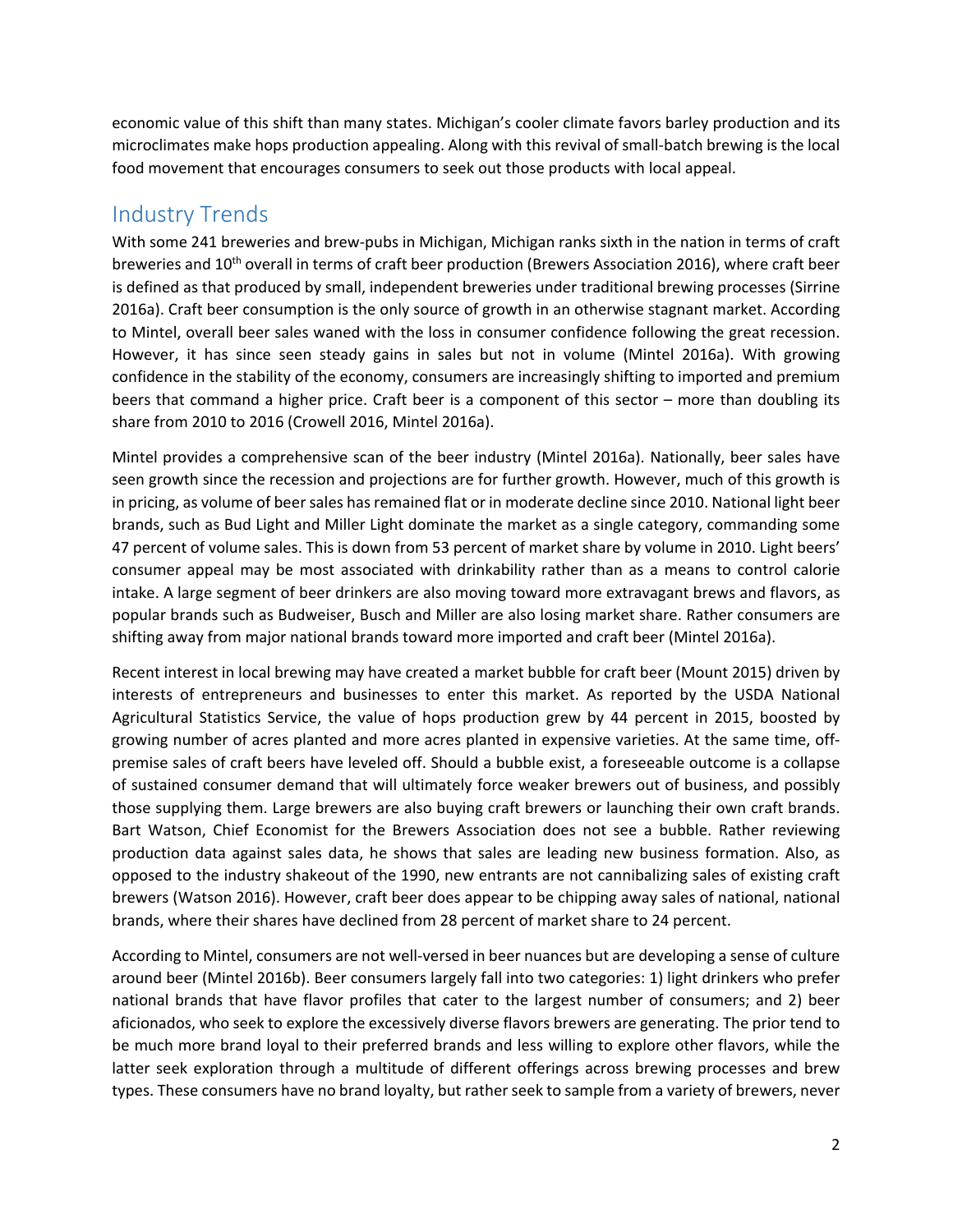economic value of this shift than many states. Michigan's cooler climate favors barley production and its microclimates make hops production appealing. Along with this revival of small-batch brewing is the local food movement that encourages consumers to seek out those products with local appeal.

## Industry Trends

With some 241 breweries and brew-pubs in Michigan, Michigan ranks sixth in the nation in terms of craft breweries and 10th overall in terms of craft beer production (Brewers Association 2016), where craft beer is defined as that produced by small, independent breweries under traditional brewing processes (Sirrine 2016a). Craft beer consumption is the only source of growth in an otherwise stagnant market. According to Mintel, overall beer sales waned with the loss in consumer confidence following the great recession. However, it has since seen steady gains in sales but not in volume (Mintel 2016a). With growing confidence in the stability of the economy, consumers are increasingly shifting to imported and premium beers that command a higher price. Craft beer is a component of this sector – more than doubling its share from 2010 to 2016 (Crowell 2016, Mintel 2016a).

Mintel provides a comprehensive scan of the beer industry (Mintel 2016a). Nationally, beer sales have seen growth since the recession and projections are for further growth. However, much of this growth is in pricing, as volume of beer sales has remained flat or in moderate decline since 2010. National light beer brands, such as Bud Light and Miller Light dominate the market as a single category, commanding some 47 percent of volume sales. This is down from 53 percent of market share by volume in 2010. Light beers' consumer appeal may be most associated with drinkability rather than as a means to control calorie intake. A large segment of beer drinkers are also moving toward more extravagant brews and flavors, as popular brands such as Budweiser, Busch and Miller are also losing market share. Rather consumers are shifting away from major national brands toward more imported and craft beer (Mintel 2016a).

Recent interest in local brewing may have created a market bubble for craft beer (Mount 2015) driven by interests of entrepreneurs and businesses to enter this market. As reported by the USDA National Agricultural Statistics Service, the value of hops production grew by 44 percent in 2015, boosted by growing number of acres planted and more acres planted in expensive varieties. At the same time, off-premise sales of craft beers have leveled off. Should a bubble exist, a foreseeable outcome is a collapse of sustained consumer demand that will ultimately force weaker brewers out of business, and possibly those supplying them. Large brewers are also buying craft brewers or launching their own craft brands. Bart Watson, Chief Economist for the Brewers Association does not see a bubble. Rather reviewing production data against sales data, he shows that sales are leading new business formation. Also, as opposed to the industry shakeout of the 1990, new entrants are not cannibalizing sales of existing craft brewers (Watson 2016). However, craft beer does appear to be chipping away sales of national, national brands, where their shares have declined from 28 percent of market share to 24 percent.

According to Mintel, consumers are not well-versed in beer nuances but are developing a sense of culture around beer (Mintel 2016b). Beer consumers largely fall into two categories: 1) light drinkers who prefer national brands that have flavor profiles that cater to the largest number of consumers; and 2) beer aficionados, who seek to explore the excessively diverse flavors brewers are generating. The prior tend to be much more brand loyal to their preferred brands and less willing to explore other flavors, while the latter seek exploration through a multitude of different offerings across brewing processes and brew types. These consumers have no brand loyalty, but rather seek to sample from a variety of brewers, never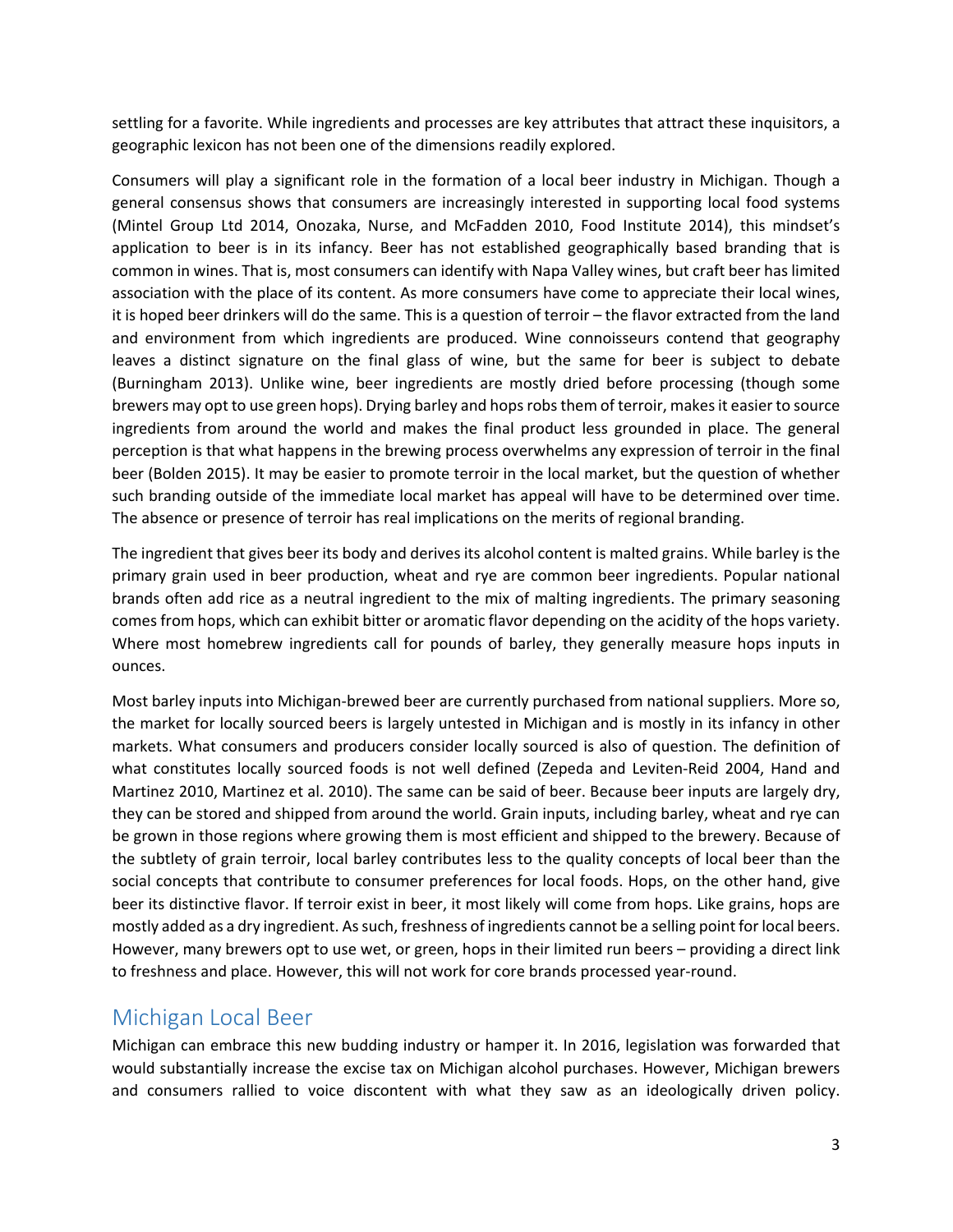settling for a favorite. While ingredients and processes are key attributes that attract these inquisitors, a geographic lexicon has not been one of the dimensions readily explored.

Consumers will play a significant role in the formation of a local beer industry in Michigan. Though a general consensus shows that consumers are increasingly interested in supporting local food systems (Mintel Group Ltd 2014, Onozaka, Nurse, and McFadden 2010, Food Institute 2014), this mindset's application to beer is in its infancy. Beer has not established geographically based branding that is common in wines. That is, most consumers can identify with Napa Valley wines, but craft beer has limited association with the place of its content. As more consumers have come to appreciate their local wines, it is hoped beer drinkers will do the same. This is a question of terroir – the flavor extracted from the land and environment from which ingredients are produced. Wine connoisseurs contend that geography leaves a distinct signature on the final glass of wine, but the same for beer is subject to debate (Burningham 2013). Unlike wine, beer ingredients are mostly dried before processing (though some brewers may opt to use green hops). Drying barley and hops robs them of terroir, makes it easier to source ingredients from around the world and makes the final product less grounded in place. The general perception is that what happens in the brewing process overwhelms any expression of terroir in the final beer (Bolden 2015). It may be easier to promote terroir in the local market, but the question of whether such branding outside of the immediate local market has appeal will have to be determined over time. The absence or presence of terroir has real implications on the merits of regional branding.

The ingredient that gives beer its body and derives its alcohol content is malted grains. While barley is the primary grain used in beer production, wheat and rye are common beer ingredients. Popular national brands often add rice as a neutral ingredient to the mix of malting ingredients. The primary seasoning comes from hops, which can exhibit bitter or aromatic flavor depending on the acidity of the hops variety. Where most homebrew ingredients call for pounds of barley, they generally measure hops inputs in ounces.

Most barley inputs into Michigan-brewed beer are currently purchased from national suppliers. More so, the market for locally sourced beers is largely untested in Michigan and is mostly in its infancy in other markets. What consumers and producers consider locally sourced is also of question. The definition of what constitutes locally sourced foods is not well defined (Zepeda and Leviten-Reid 2004, Hand and Martinez 2010, Martinez et al. 2010). The same can be said of beer. Because beer inputs are largely dry, they can be stored and shipped from around the world. Grain inputs, including barley, wheat and rye can be grown in those regions where growing them is most efficient and shipped to the brewery. Because of the subtlety of grain terroir, local barley contributes less to the quality concepts of local beer than the social concepts that contribute to consumer preferences for local foods. Hops, on the other hand, give beer its distinctive flavor. If terroir exist in beer, it most likely will come from hops. Like grains, hops are mostly added as a dry ingredient. As such, freshness of ingredients cannot be a selling point for local beers. However, many brewers opt to use wet, or green, hops in their limited run beers – providing a direct link to freshness and place. However, this will not work for core brands processed year-round.

## Michigan Local Beer

Michigan can embrace this new budding industry or hamper it. In 2016, legislation was forwarded that would substantially increase the excise tax on Michigan alcohol purchases. However, Michigan brewers and consumers rallied to voice discontent with what they saw as an ideologically driven policy.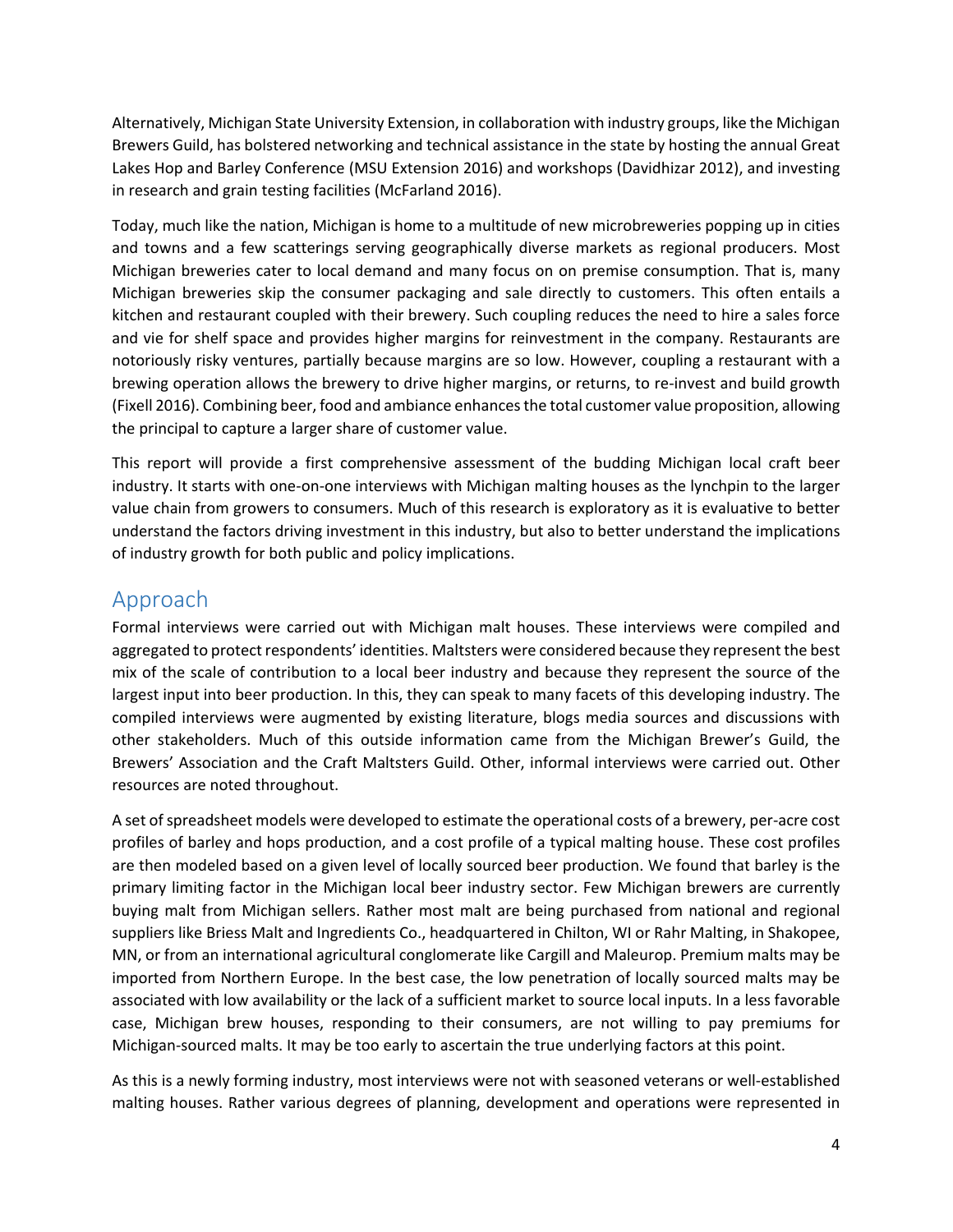Alternatively, Michigan State University Extension, in collaboration with industry groups, like the Michigan Brewers Guild, has bolstered networking and technical assistance in the state by hosting the annual Great Lakes Hop and Barley Conference (MSU Extension 2016) and workshops (Davidhizar 2012), and investing in research and grain testing facilities (McFarland 2016).

Today, much like the nation, Michigan is home to a multitude of new microbreweries popping up in cities and towns and a few scatterings serving geographically diverse markets as regional producers. Most Michigan breweries cater to local demand and many focus on on premise consumption. That is, many Michigan breweries skip the consumer packaging and sale directly to customers. This often entails a kitchen and restaurant coupled with their brewery. Such coupling reduces the need to hire a sales force and vie for shelf space and provides higher margins for reinvestment in the company. Restaurants are notoriously risky ventures, partially because margins are so low. However, coupling a restaurant with a brewing operation allows the brewery to drive higher margins, or returns, to re-invest and build growth (Fixell 2016). Combining beer, food and ambiance enhances the total customer value proposition, allowing the principal to capture a larger share of customer value.

This report will provide a first comprehensive assessment of the budding Michigan local craft beer industry. It starts with one-on-one interviews with Michigan malting houses as the lynchpin to the larger value chain from growers to consumers. Much of this research is exploratory as it is evaluative to better understand the factors driving investment in this industry, but also to better understand the implications of industry growth for both public and policy implications.

## Approach

Formal interviews were carried out with Michigan malt houses. These interviews were compiled and aggregated to protect respondents' identities. Maltsters were considered because they represent the best mix of the scale of contribution to a local beer industry and because they represent the source of the largest input into beer production. In this, they can speak to many facets of this developing industry. The compiled interviews were augmented by existing literature, blogs media sources and discussions with other stakeholders. Much of this outside information came from the Michigan Brewer's Guild, the Brewers' Association and the Craft Maltsters Guild. Other, informal interviews were carried out. Other resources are noted throughout.

A set of spreadsheet models were developed to estimate the operational costs of a brewery, per-acre cost profiles of barley and hops production, and a cost profile of a typical malting house. These cost profiles are then modeled based on a given level of locally sourced beer production. We found that barley is the primary limiting factor in the Michigan local beer industry sector. Few Michigan brewers are currently buying malt from Michigan sellers. Rather most malt are being purchased from national and regional suppliers like Briess Malt and Ingredients Co., headquartered in Chilton, WI or Rahr Malting, in Shakopee, MN, or from an international agricultural conglomerate like Cargill and Maleurop. Premium malts may be imported from Northern Europe. In the best case, the low penetration of locally sourced malts may be associated with low availability or the lack of a sufficient market to source local inputs. In a less favorable case, Michigan brew houses, responding to their consumers, are not willing to pay premiums for Michigan-sourced malts. It may be too early to ascertain the true underlying factors at this point.

As this is a newly forming industry, most interviews were not with seasoned veterans or well-established malting houses. Rather various degrees of planning, development and operations were represented in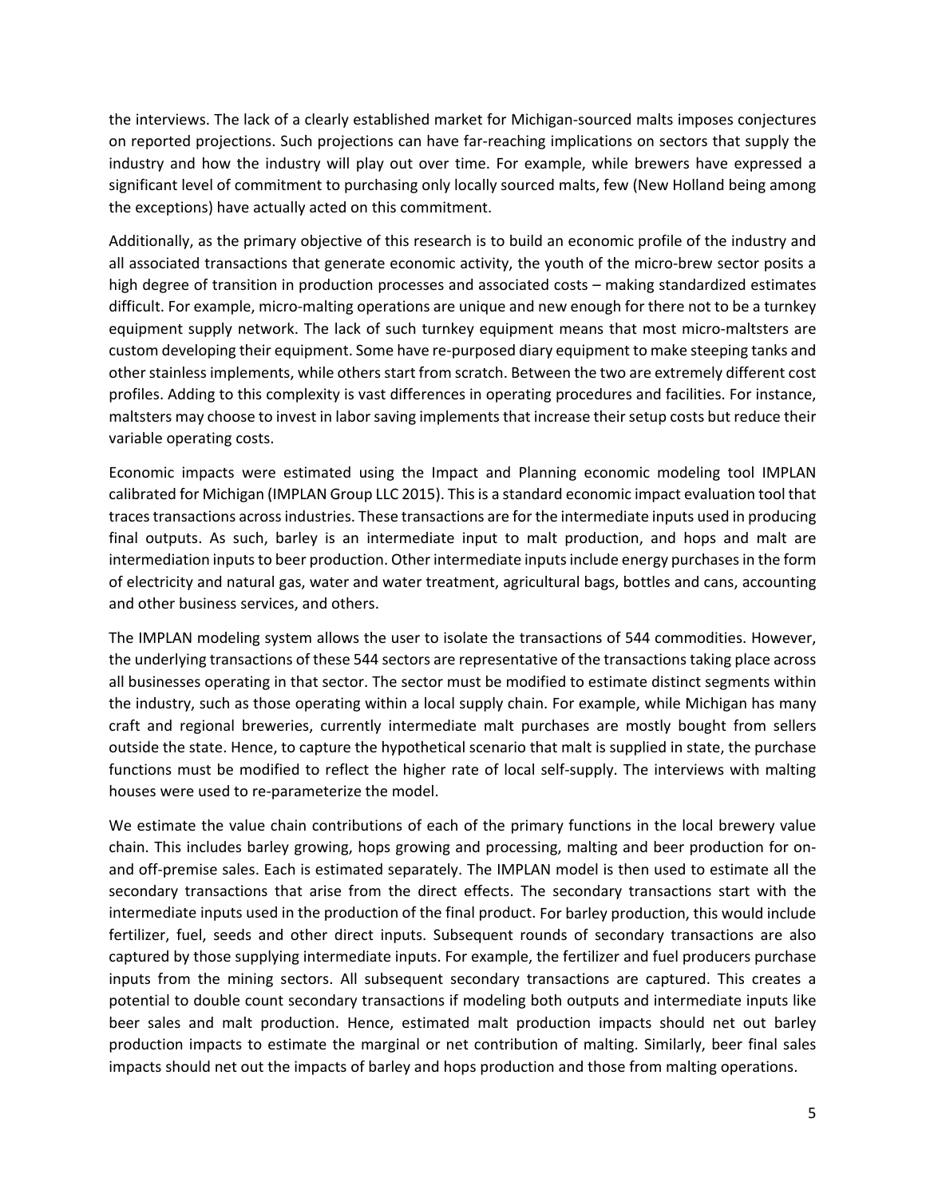the interviews. The lack of a clearly established market for Michigan-sourced malts imposes conjectures on reported projections. Such projections can have far-reaching implications on sectors that supply the industry and how the industry will play out over time. For example, while brewers have expressed a significant level of commitment to purchasing only locally sourced malts, few (New Holland being among the exceptions) have actually acted on this commitment.

Additionally, as the primary objective of this research is to build an economic profile of the industry and all associated transactions that generate economic activity, the youth of the micro-brew sector posits a high degree of transition in production processes and associated costs – making standardized estimates difficult. For example, micro-malting operations are unique and new enough for there not to be a turnkey equipment supply network. The lack of such turnkey equipment means that most micro-maltsters are custom developing their equipment. Some have re-purposed diary equipment to make steeping tanks and other stainless implements, while others start from scratch. Between the two are extremely different cost profiles. Adding to this complexity is vast differences in operating procedures and facilities. For instance, maltsters may choose to invest in labor saving implements that increase their setup costs but reduce their variable operating costs.

Economic impacts were estimated using the Impact and Planning economic modeling tool IMPLAN calibrated for Michigan (IMPLAN Group LLC 2015). This is a standard economic impact evaluation tool that traces transactions across industries. These transactions are for the intermediate inputs used in producing final outputs. As such, barley is an intermediate input to malt production, and hops and malt are intermediation inputs to beer production. Other intermediate inputs include energy purchases in the form of electricity and natural gas, water and water treatment, agricultural bags, bottles and cans, accounting and other business services, and others.

The IMPLAN modeling system allows the user to isolate the transactions of 544 commodities. However, the underlying transactions of these 544 sectors are representative of the transactions taking place across all businesses operating in that sector. The sector must be modified to estimate distinct segments within the industry, such as those operating within a local supply chain. For example, while Michigan has many craft and regional breweries, currently intermediate malt purchases are mostly bought from sellers outside the state. Hence, to capture the hypothetical scenario that malt is supplied in state, the purchase functions must be modified to reflect the higher rate of local self-supply. The interviews with malting houses were used to re-parameterize the model.

We estimate the value chain contributions of each of the primary functions in the local brewery value chain. This includes barley growing, hops growing and processing, malting and beer production for on- and off-premise sales. Each is estimated separately. The IMPLAN model is then used to estimate all the secondary transactions that arise from the direct effects. The secondary transactions start with the intermediate inputs used in the production of the final product. For barley production, this would include fertilizer, fuel, seeds and other direct inputs. Subsequent rounds of secondary transactions are also captured by those supplying intermediate inputs. For example, the fertilizer and fuel producers purchase inputs from the mining sectors. All subsequent secondary transactions are captured. This creates a potential to double count secondary transactions if modeling both outputs and intermediate inputs like beer sales and malt production. Hence, estimated malt production impacts should net out barley production impacts to estimate the marginal or net contribution of malting. Similarly, beer final sales impacts should net out the impacts of barley and hops production and those from malting operations.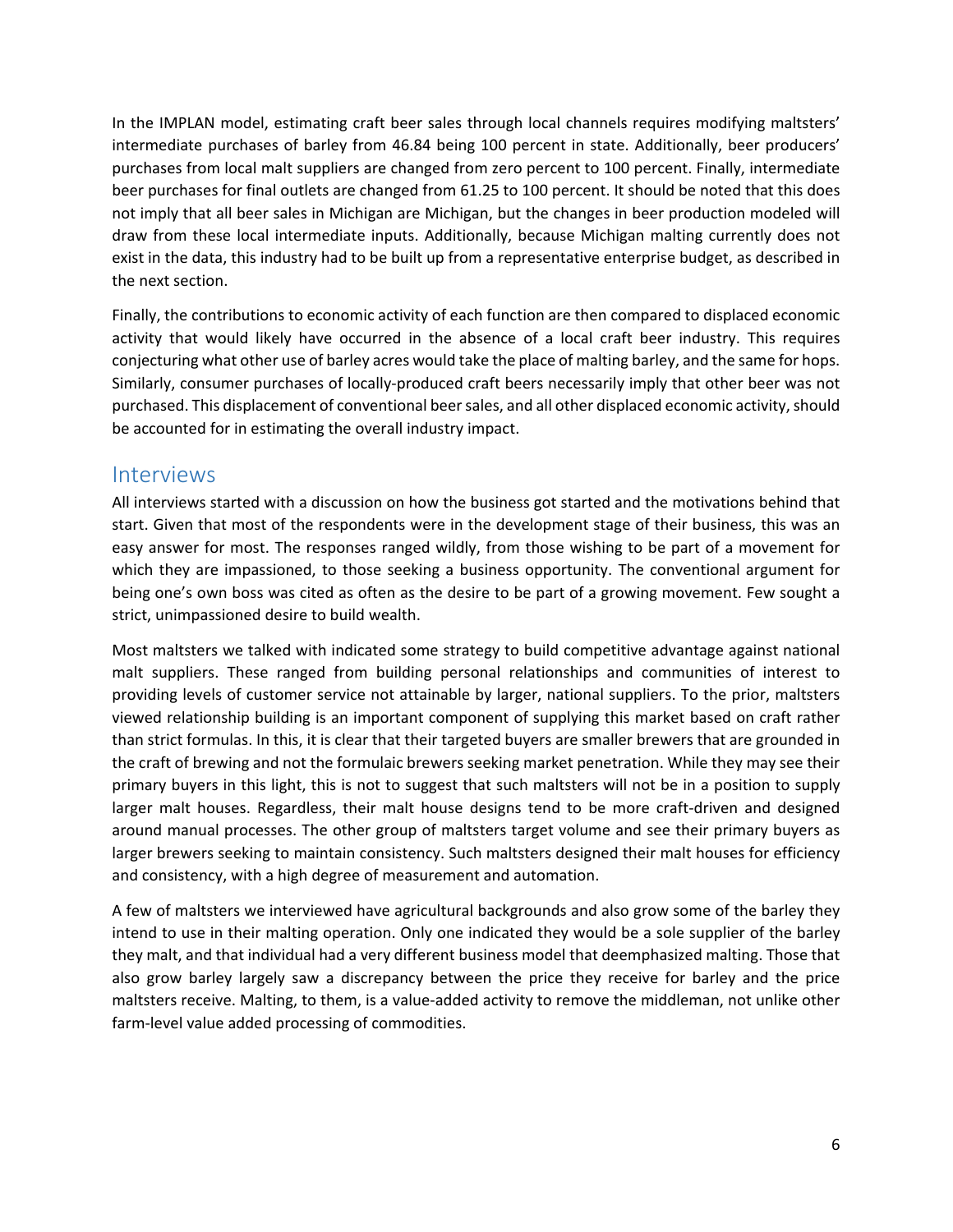In the IMPLAN model, estimating craft beer sales through local channels requires modifying maltsters' intermediate purchases of barley from 46.84 being 100 percent in state. Additionally, beer producers' purchases from local malt suppliers are changed from zero percent to 100 percent. Finally, intermediate beer purchases for final outlets are changed from 61.25 to 100 percent. It should be noted that this does not imply that all beer sales in Michigan are Michigan, but the changes in beer production modeled will draw from these local intermediate inputs. Additionally, because Michigan malting currently does not exist in the data, this industry had to be built up from a representative enterprise budget, as described in the next section.

Finally, the contributions to economic activity of each function are then compared to displaced economic activity that would likely have occurred in the absence of a local craft beer industry. This requires conjecturing what other use of barley acres would take the place of malting barley, and the same for hops. Similarly, consumer purchases of locally-produced craft beers necessarily imply that other beer was not purchased. This displacement of conventional beer sales, and all other displaced economic activity, should be accounted for in estimating the overall industry impact.

## Interviews

All interviews started with a discussion on how the business got started and the motivations behind that start. Given that most of the respondents were in the development stage of their business, this was an easy answer for most. The responses ranged wildly, from those wishing to be part of a movement for which they are impassioned, to those seeking a business opportunity. The conventional argument for being one's own boss was cited as often as the desire to be part of a growing movement. Few sought a strict, unimpassioned desire to build wealth.

Most maltsters we talked with indicated some strategy to build competitive advantage against national malt suppliers. These ranged from building personal relationships and communities of interest to providing levels of customer service not attainable by larger, national suppliers. To the prior, maltsters viewed relationship building is an important component of supplying this market based on craft rather than strict formulas. In this, it is clear that their targeted buyers are smaller brewers that are grounded in the craft of brewing and not the formulaic brewers seeking market penetration. While they may see their primary buyers in this light, this is not to suggest that such maltsters will not be in a position to supply larger malt houses. Regardless, their malt house designs tend to be more craft-driven and designed around manual processes. The other group of maltsters target volume and see their primary buyers as larger brewers seeking to maintain consistency. Such maltsters designed their malt houses for efficiency and consistency, with a high degree of measurement and automation.

A few of maltsters we interviewed have agricultural backgrounds and also grow some of the barley they intend to use in their malting operation. Only one indicated they would be a sole supplier of the barley they malt, and that individual had a very different business model that deemphasized malting. Those that also grow barley largely saw a discrepancy between the price they receive for barley and the price maltsters receive. Malting, to them, is a value-added activity to remove the middleman, not unlike other farm-level value added processing of commodities.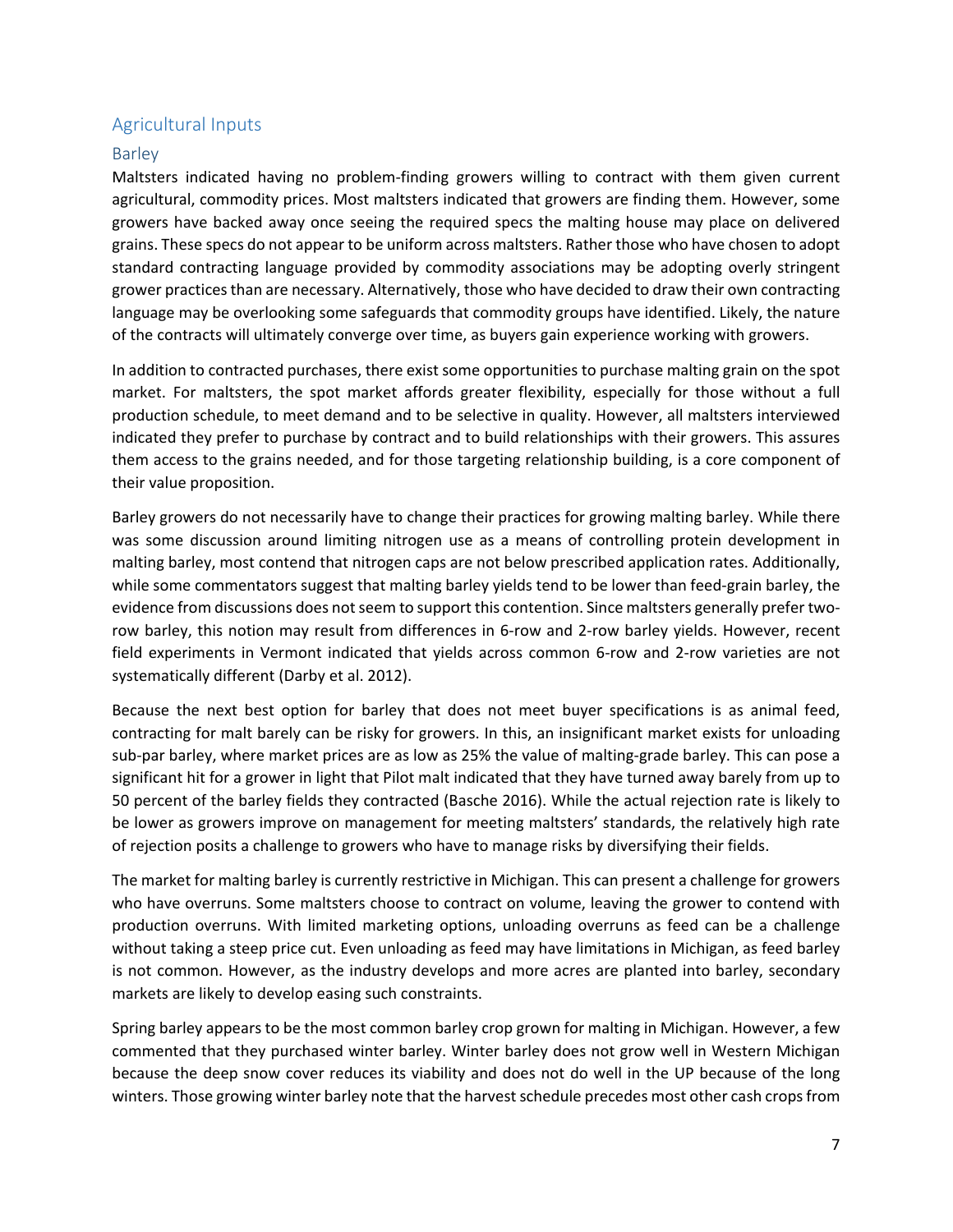## Agricultural Inputs

### Barley

Maltsters indicated having no problem-finding growers willing to contract with them given current agricultural, commodity prices. Most maltsters indicated that growers are finding them. However, some growers have backed away once seeing the required specs the malting house may place on delivered grains. These specs do not appear to be uniform across maltsters. Rather those who have chosen to adopt standard contracting language provided by commodity associations may be adopting overly stringent grower practices than are necessary. Alternatively, those who have decided to draw their own contracting language may be overlooking some safeguards that commodity groups have identified. Likely, the nature of the contracts will ultimately converge over time, as buyers gain experience working with growers.

In addition to contracted purchases, there exist some opportunities to purchase malting grain on the spot market. For maltsters, the spot market affords greater flexibility, especially for those without a full production schedule, to meet demand and to be selective in quality. However, all maltsters interviewed indicated they prefer to purchase by contract and to build relationships with their growers. This assures them access to the grains needed, and for those targeting relationship building, is a core component of their value proposition.

Barley growers do not necessarily have to change their practices for growing malting barley. While there was some discussion around limiting nitrogen use as a means of controlling protein development in malting barley, most contend that nitrogen caps are not below prescribed application rates. Additionally, while some commentators suggest that malting barley yields tend to be lower than feed-grain barley, the evidence from discussions does not seem to support this contention. Since maltsters generally prefer two-row barley, this notion may result from differences in 6-row and 2-row barley yields. However, recent field experiments in Vermont indicated that yields across common 6-row and 2-row varieties are not systematically different (Darby et al. 2012).

Because the next best option for barley that does not meet buyer specifications is as animal feed, contracting for malt barely can be risky for growers. In this, an insignificant market exists for unloading sub-par barley, where market prices are as low as 25% the value of malting-grade barley. This can pose a significant hit for a grower in light that Pilot malt indicated that they have turned away barely from up to 50 percent of the barley fields they contracted (Basche 2016). While the actual rejection rate is likely to be lower as growers improve on management for meeting maltsters' standards, the relatively high rate of rejection posits a challenge to growers who have to manage risks by diversifying their fields.

The market for malting barley is currently restrictive in Michigan. This can present a challenge for growers who have overruns. Some maltsters choose to contract on volume, leaving the grower to contend with production overruns. With limited marketing options, unloading overruns as feed can be a challenge without taking a steep price cut. Even unloading as feed may have limitations in Michigan, as feed barley is not common. However, as the industry develops and more acres are planted into barley, secondary markets are likely to develop easing such constraints.

Spring barley appears to be the most common barley crop grown for malting in Michigan. However, a few commented that they purchased winter barley. Winter barley does not grow well in Western Michigan because the deep snow cover reduces its viability and does not do well in the UP because of the long winters. Those growing winter barley note that the harvest schedule precedes most other cash crops from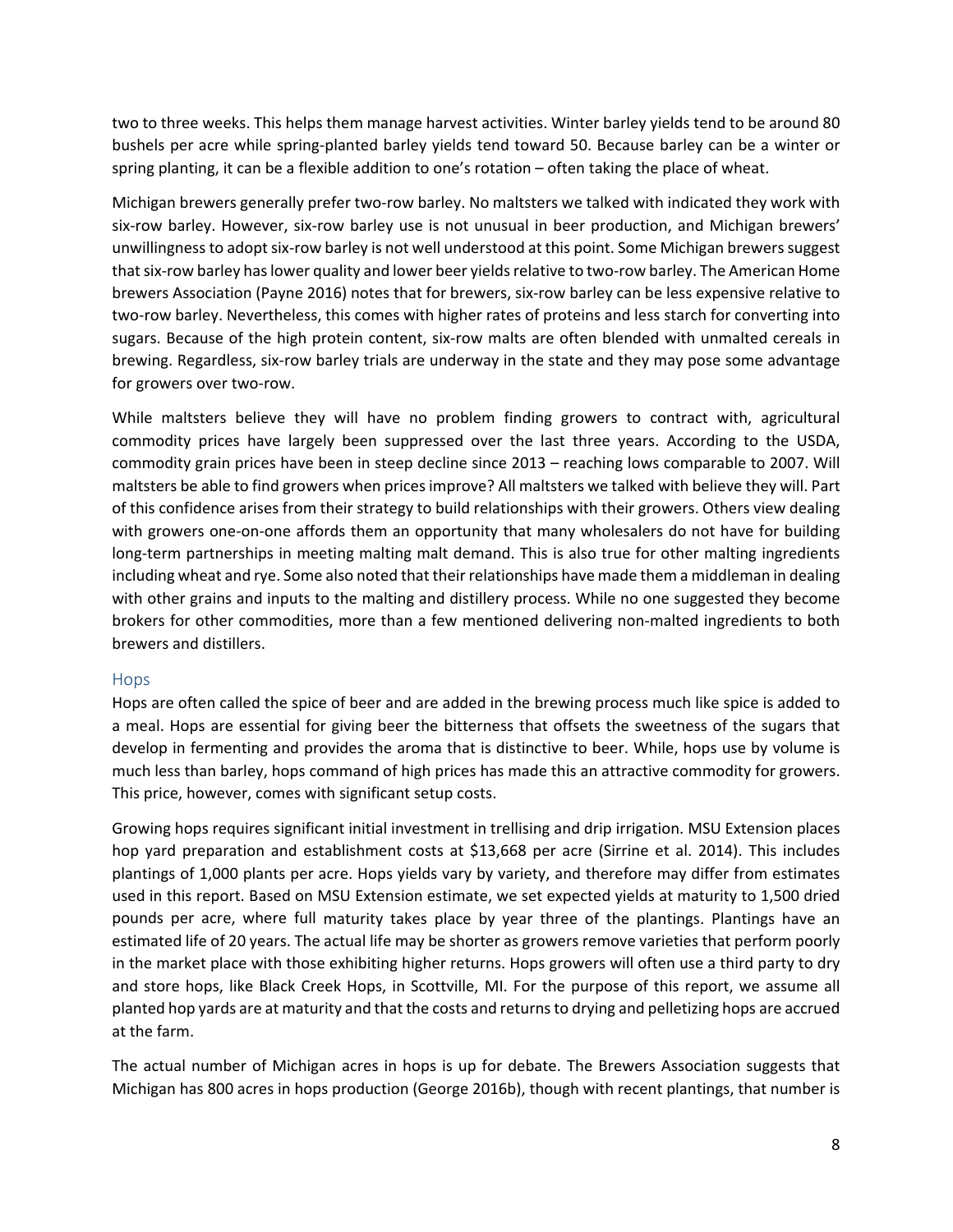two to three weeks. This helps them manage harvest activities. Winter barley yields tend to be around 80 bushels per acre while spring-planted barley yields tend toward 50. Because barley can be a winter or spring planting, it can be a flexible addition to one's rotation – often taking the place of wheat.

Michigan brewers generally prefer two-row barley. No maltsters we talked with indicated they work with six-row barley. However, six-row barley use is not unusual in beer production, and Michigan brewers' unwillingness to adopt six-row barley is not well understood at this point. Some Michigan brewers suggest that six-row barley has lower quality and lower beer yields relative to two-row barley. The American Home brewers Association (Payne 2016) notes that for brewers, six-row barley can be less expensive relative to two-row barley. Nevertheless, this comes with higher rates of proteins and less starch for converting into sugars. Because of the high protein content, six-row malts are often blended with unmalted cereals in brewing. Regardless, six-row barley trials are underway in the state and they may pose some advantage for growers over two-row.

While maltsters believe they will have no problem finding growers to contract with, agricultural commodity prices have largely been suppressed over the last three years. According to the USDA, commodity grain prices have been in steep decline since 2013 – reaching lows comparable to 2007. Will maltsters be able to find growers when prices improve? All maltsters we talked with believe they will. Part of this confidence arises from their strategy to build relationships with their growers. Others view dealing with growers one-on-one affords them an opportunity that many wholesalers do not have for building long-term partnerships in meeting malting malt demand. This is also true for other malting ingredients including wheat and rye. Some also noted that their relationships have made them a middleman in dealing with other grains and inputs to the malting and distillery process. While no one suggested they become brokers for other commodities, more than a few mentioned delivering non-malted ingredients to both brewers and distillers.

### Hops

Hops are often called the spice of beer and are added in the brewing process much like spice is added to a meal. Hops are essential for giving beer the bitterness that offsets the sweetness of the sugars that develop in fermenting and provides the aroma that is distinctive to beer. While, hops use by volume is much less than barley, hops command of high prices has made this an attractive commodity for growers. This price, however, comes with significant setup costs.

Growing hops requires significant initial investment in trellising and drip irrigation. MSU Extension places hop yard preparation and establishment costs at $13,668 per acre (Sirrine et al. 2014). This includes plantings of 1,000 plants per acre. Hops yields vary by variety, and therefore may differ from estimates used in this report. Based on MSU Extension estimate, we set expected yields at maturity to 1,500 dried pounds per acre, where full maturity takes place by year three of the plantings. Plantings have an estimated life of 20 years. The actual life may be shorter as growers remove varieties that perform poorly in the market place with those exhibiting higher returns. Hops growers will often use a third party to dry and store hops, like Black Creek Hops, in Scottville, MI. For the purpose of this report, we assume all planted hop yards are at maturity and that the costs and returns to drying and pelletizing hops are accrued at the farm.

The actual number of Michigan acres in hops is up for debate. The Brewers Association suggests that Michigan has 800 acres in hops production (George 2016b), though with recent plantings, that number is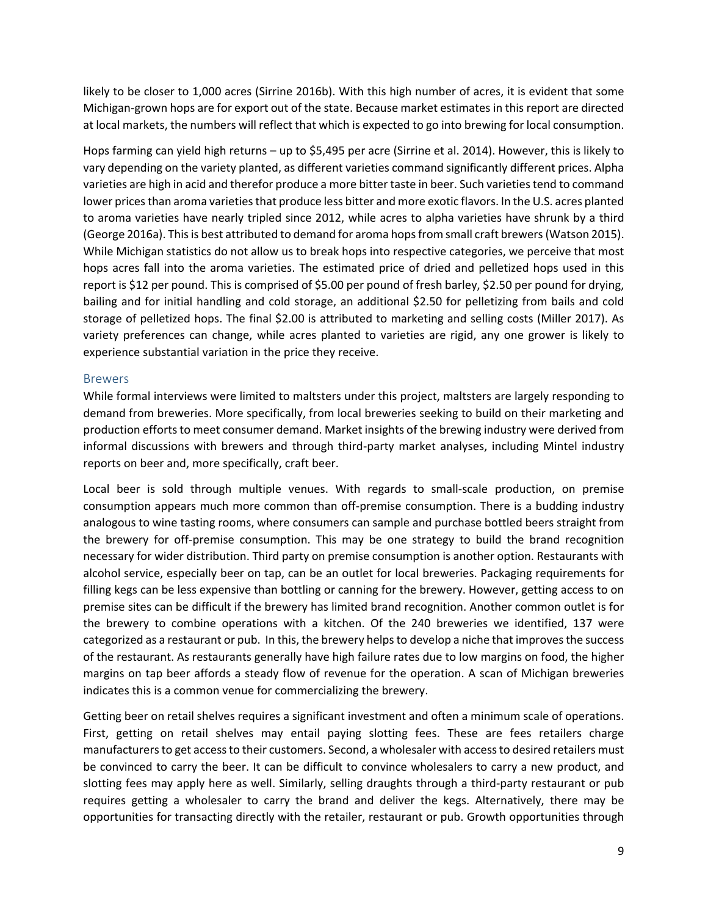likely to be closer to 1,000 acres (Sirrine 2016b). With this high number of acres, it is evident that some Michigan-grown hops are for export out of the state. Because market estimates in this report are directed at local markets, the numbers will reflect that which is expected to go into brewing for local consumption.

Hops farming can yield high returns – up to $5,495 per acre (Sirrine et al. 2014). However, this is likely to vary depending on the variety planted, as different varieties command significantly different prices. Alpha varieties are high in acid and therefor produce a more bitter taste in beer. Such varieties tend to command lower prices than aroma varieties that produce less bitter and more exotic flavors. In the U.S. acres planted to aroma varieties have nearly tripled since 2012, while acres to alpha varieties have shrunk by a third (George 2016a). This is best attributed to demand for aroma hops from small craft brewers (Watson 2015). While Michigan statistics do not allow us to break hops into respective categories, we perceive that most hops acres fall into the aroma varieties. The estimated price of dried and pelletized hops used in this report is $12 per pound. This is comprised of $5.00 per pound of fresh barley, $2.50 per pound for drying, bailing and for initial handling and cold storage, an additional $2.50 for pelletizing from bails and cold storage of pelletized hops. The final $2.00 is attributed to marketing and selling costs (Miller 2017). As variety preferences can change, while acres planted to varieties are rigid, any one grower is likely to experience substantial variation in the price they receive.

## Brewers

While formal interviews were limited to maltsters under this project, maltsters are largely responding to demand from breweries. More specifically, from local breweries seeking to build on their marketing and production efforts to meet consumer demand. Market insights of the brewing industry were derived from informal discussions with brewers and through third-party market analyses, including Mintel industry reports on beer and, more specifically, craft beer.

Local beer is sold through multiple venues. With regards to small-scale production, on premise consumption appears much more common than off-premise consumption. There is a budding industry analogous to wine tasting rooms, where consumers can sample and purchase bottled beers straight from the brewery for off-premise consumption. This may be one strategy to build the brand recognition necessary for wider distribution. Third party on premise consumption is another option. Restaurants with alcohol service, especially beer on tap, can be an outlet for local breweries. Packaging requirements for filling kegs can be less expensive than bottling or canning for the brewery. However, getting access to on premise sites can be difficult if the brewery has limited brand recognition. Another common outlet is for the brewery to combine operations with a kitchen. Of the 240 breweries we identified, 137 were categorized as a restaurant or pub. In this, the brewery helps to develop a niche that improves the success of the restaurant. As restaurants generally have high failure rates due to low margins on food, the higher margins on tap beer affords a steady flow of revenue for the operation. A scan of Michigan breweries indicates this is a common venue for commercializing the brewery.

Getting beer on retail shelves requires a significant investment and often a minimum scale of operations. First, getting on retail shelves may entail paying slotting fees. These are fees retailers charge manufacturers to get access to their customers. Second, a wholesaler with access to desired retailers must be convinced to carry the beer. It can be difficult to convince wholesalers to carry a new product, and slotting fees may apply here as well. Similarly, selling draughts through a third-party restaurant or pub requires getting a wholesaler to carry the brand and deliver the kegs. Alternatively, there may be opportunities for transacting directly with the retailer, restaurant or pub. Growth opportunities through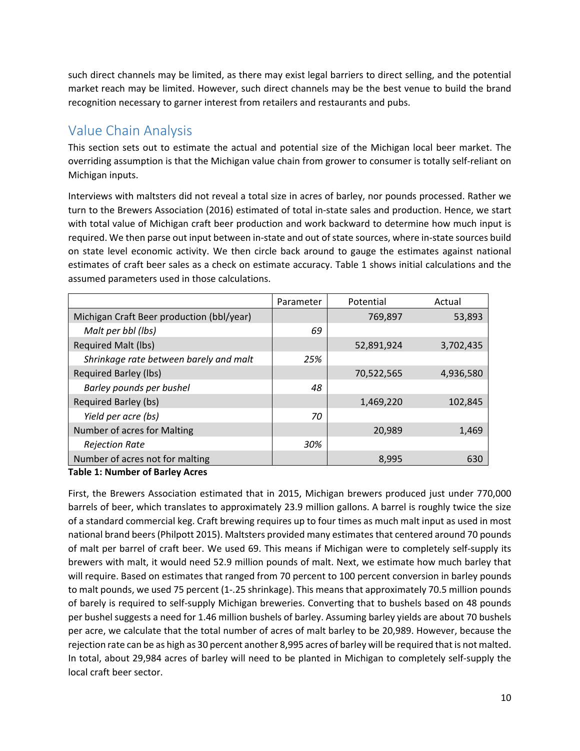such direct channels may be limited, as there may exist legal barriers to direct selling, and the potential market reach may be limited. However, such direct channels may be the best venue to build the brand recognition necessary to garner interest from retailers and restaurants and pubs.

## Value Chain Analysis

This section sets out to estimate the actual and potential size of the Michigan local beer market. The overriding assumption is that the Michigan value chain from grower to consumer is totally self-reliant on Michigan inputs.

Interviews with maltsters did not reveal a total size in acres of barley, nor pounds processed. Rather we turn to the Brewers Association (2016) estimated of total in-state sales and production. Hence, we start with total value of Michigan craft beer production and work backward to determine how much input is required. We then parse out input between in-state and out of state sources, where in-state sources build on state level economic activity. We then circle back around to gauge the estimates against national estimates of craft beer sales as a check on estimate accuracy. Table 1 shows initial calculations and the assumed parameters used in those calculations.

| | Parameter | Potential | Actual |
|---|---|---|---|
| Michigan Craft Beer production (bbl/year) | | 769,897 | 53,893 |
| *Malt per bbl (lbs)* | *69* | | |
| Required Malt (lbs) | | 52,891,924 | 3,702,435 |
| *Shrinkage rate between barely and malt* | *25%* | | |
| Required Barley (lbs) | | 70,522,565 | 4,936,580 |
| *Barley pounds per bushel* | *48* | | |
| Required Barley (bs) | | 1,469,220 | 102,845 |
| *Yield per acre (bs)* | *70* | | |
| Number of acres for Malting | | 20,989 | 1,469 |
| *Rejection Rate* | *30%* | | |
| Number of acres not for malting | | 8,995 | 630 |

**Table 1: Number of Barley Acres**

First, the Brewers Association estimated that in 2015, Michigan brewers produced just under 770,000 barrels of beer, which translates to approximately 23.9 million gallons. A barrel is roughly twice the size of a standard commercial keg. Craft brewing requires up to four times as much malt input as used in most national brand beers (Philpott 2015). Maltsters provided many estimates that centered around 70 pounds of malt per barrel of craft beer. We used 69. This means if Michigan were to completely self-supply its brewers with malt, it would need 52.9 million pounds of malt. Next, we estimate how much barley that will require. Based on estimates that ranged from 70 percent to 100 percent conversion in barley pounds to malt pounds, we used 75 percent (1-.25 shrinkage). This means that approximately 70.5 million pounds of barely is required to self-supply Michigan breweries. Converting that to bushels based on 48 pounds per bushel suggests a need for 1.46 million bushels of barley. Assuming barley yields are about 70 bushels per acre, we calculate that the total number of acres of malt barley to be 20,989. However, because the rejection rate can be as high as 30 percent another 8,995 acres of barley will be required that is not malted. In total, about 29,984 acres of barley will need to be planted in Michigan to completely self-supply the local craft beer sector.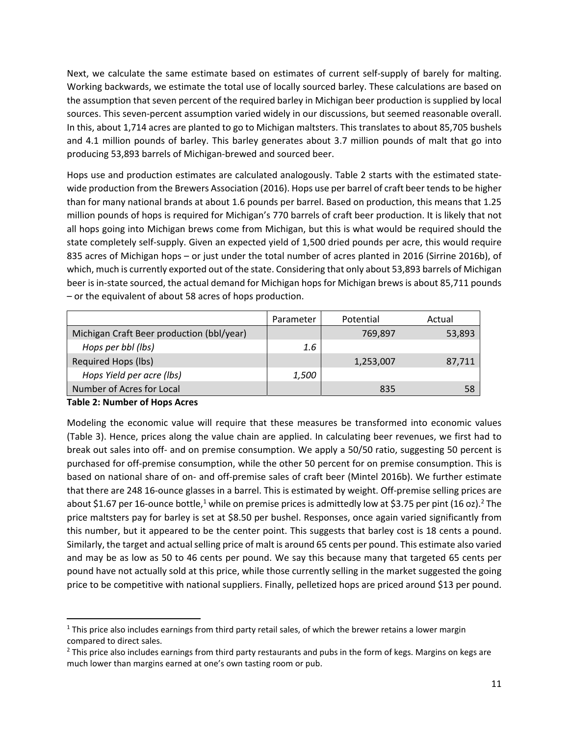Next, we calculate the same estimate based on estimates of current self-supply of barely for malting. Working backwards, we estimate the total use of locally sourced barley. These calculations are based on the assumption that seven percent of the required barley in Michigan beer production is supplied by local sources. This seven-percent assumption varied widely in our discussions, but seemed reasonable overall. In this, about 1,714 acres are planted to go to Michigan maltsters. This translates to about 85,705 bushels and 4.1 million pounds of barley. This barley generates about 3.7 million pounds of malt that go into producing 53,893 barrels of Michigan-brewed and sourced beer.

Hops use and production estimates are calculated analogously. Table 2 starts with the estimated state-wide production from the Brewers Association (2016). Hops use per barrel of craft beer tends to be higher than for many national brands at about 1.6 pounds per barrel. Based on production, this means that 1.25 million pounds of hops is required for Michigan's 770 barrels of craft beer production. It is likely that not all hops going into Michigan brews come from Michigan, but this is what would be required should the state completely self-supply. Given an expected yield of 1,500 dried pounds per acre, this would require 835 acres of Michigan hops – or just under the total number of acres planted in 2016 (Sirrine 2016b), of which, much is currently exported out of the state. Considering that only about 53,893 barrels of Michigan beer is in-state sourced, the actual demand for Michigan hops for Michigan brews is about 85,711 pounds – or the equivalent of about 58 acres of hops production.

| | Parameter | Potential | Actual |
|---|---|---|---|
| Michigan Craft Beer production (bbl/year) | | 769,897 | 53,893 |
| *Hops per bbl (lbs)* | *1.6* | | |
| Required Hops (lbs) | | 1,253,007 | 87,711 |
| *Hops Yield per acre (lbs)* | *1,500* | | |
| Number of Acres for Local | | 835 | 58 |

**Table 2: Number of Hops Acres**

Modeling the economic value will require that these measures be transformed into economic values (Table 3). Hence, prices along the value chain are applied. In calculating beer revenues, we first had to break out sales into off- and on premise consumption. We apply a 50/50 ratio, suggesting 50 percent is purchased for off-premise consumption, while the other 50 percent for on premise consumption. This is based on national share of on- and off-premise sales of craft beer (Mintel 2016b). We further estimate that there are 248 16-ounce glasses in a barrel. This is estimated by weight. Off-premise selling prices are about \$1.67 per 16-ounce bottle,[1] while on premise prices is admittedly low at \$3.75 per pint (16 oz).[2] The price maltsters pay for barley is set at \$8.50 per bushel. Responses, once again varied significantly from this number, but it appeared to be the center point. This suggests that barley cost is 18 cents a pound. Similarly, the target and actual selling price of malt is around 65 cents per pound. This estimate also varied and may be as low as 50 to 46 cents per pound. We say this because many that targeted 65 cents per pound have not actually sold at this price, while those currently selling in the market suggested the going price to be competitive with national suppliers. Finally, pelletized hops are priced around \$13 per pound.

[1] This price also includes earnings from third party retail sales, of which the brewer retains a lower margin compared to direct sales.

[2] This price also includes earnings from third party restaurants and pubs in the form of kegs. Margins on kegs are much lower than margins earned at one's own tasting room or pub.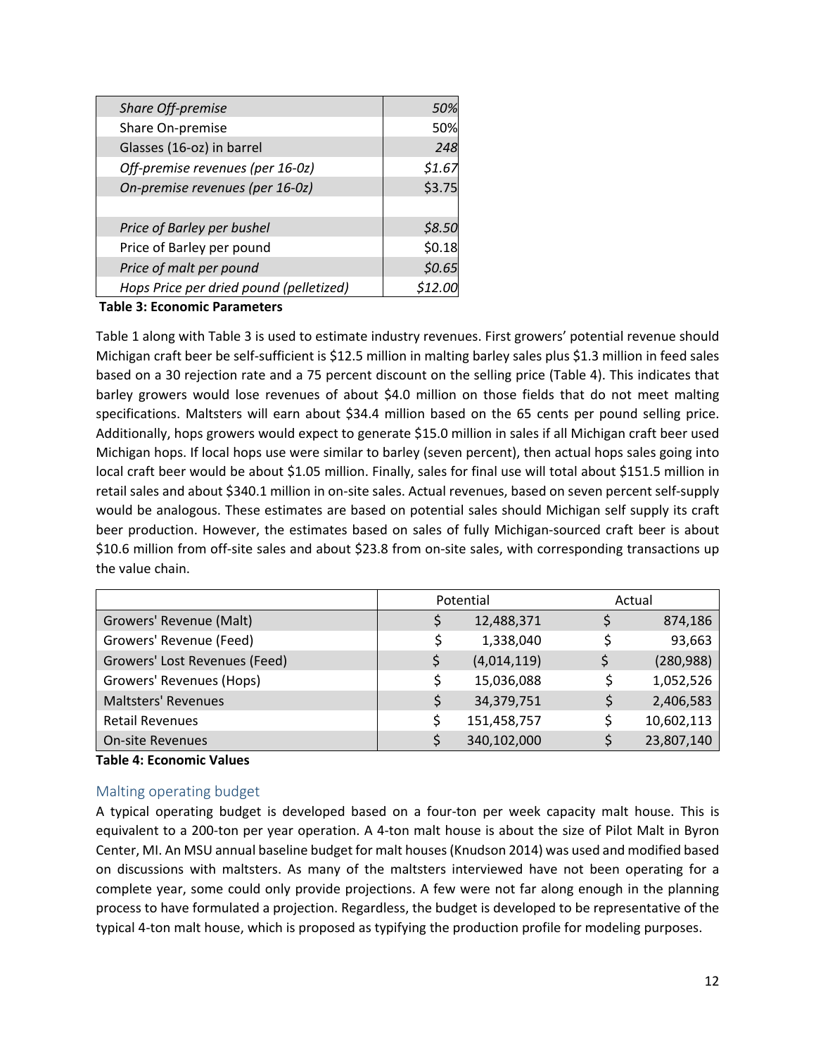| | |
|---|---|
| *Share Off-premise* | *50%* |
| Share On-premise | 50% |
| Glasses (16-oz) in barrel | *248* |
| *Off-premise revenues (per 16-0z)* | *$1.67* |
| *On-premise revenues (per 16-0z)* | $3.75 |
| | |
| *Price of Barley per bushel* | *$8.50* |
| Price of Barley per pound | $0.18 |
| *Price of malt per pound* | *$0.65* |
| *Hops Price per dried pound (pelletized)* | *$12.00* |

**Table 3: Economic Parameters**

Table 1 along with Table 3 is used to estimate industry revenues. First growers' potential revenue should Michigan craft beer be self-sufficient is $12.5 million in malting barley sales plus $1.3 million in feed sales based on a 30 rejection rate and a 75 percent discount on the selling price (Table 4). This indicates that barley growers would lose revenues of about $4.0 million on those fields that do not meet malting specifications. Maltsters will earn about $34.4 million based on the 65 cents per pound selling price. Additionally, hops growers would expect to generate $15.0 million in sales if all Michigan craft beer used Michigan hops. If local hops use were similar to barley (seven percent), then actual hops sales going into local craft beer would be about $1.05 million. Finally, sales for final use will total about $151.5 million in retail sales and about $340.1 million in on-site sales. Actual revenues, based on seven percent self-supply would be analogous. These estimates are based on potential sales should Michigan self supply its craft beer production. However, the estimates based on sales of fully Michigan-sourced craft beer is about $10.6 million from off-site sales and about $23.8 from on-site sales, with corresponding transactions up the value chain.

| | Potential | Actual |
|---|---|---|
| Growers' Revenue (Malt) | $ 12,488,371 | $ 874,186 |
| Growers' Revenue (Feed) | $ 1,338,040 | $ 93,663 |
| Growers' Lost Revenues (Feed) | $ (4,014,119) | $ (280,988) |
| Growers' Revenues (Hops) | $ 15,036,088 | $ 1,052,526 |
| Maltsters' Revenues | $ 34,379,751 | $ 2,406,583 |
| Retail Revenues | $ 151,458,757 | $ 10,602,113 |
| On-site Revenues | $ 340,102,000 | $ 23,807,140 |

**Table 4: Economic Values**

## Malting operating budget

A typical operating budget is developed based on a four-ton per week capacity malt house. This is equivalent to a 200-ton per year operation. A 4-ton malt house is about the size of Pilot Malt in Byron Center, MI. An MSU annual baseline budget for malt houses (Knudson 2014) was used and modified based on discussions with maltsters. As many of the maltsters interviewed have not been operating for a complete year, some could only provide projections. A few were not far along enough in the planning process to have formulated a projection. Regardless, the budget is developed to be representative of the typical 4-ton malt house, which is proposed as typifying the production profile for modeling purposes.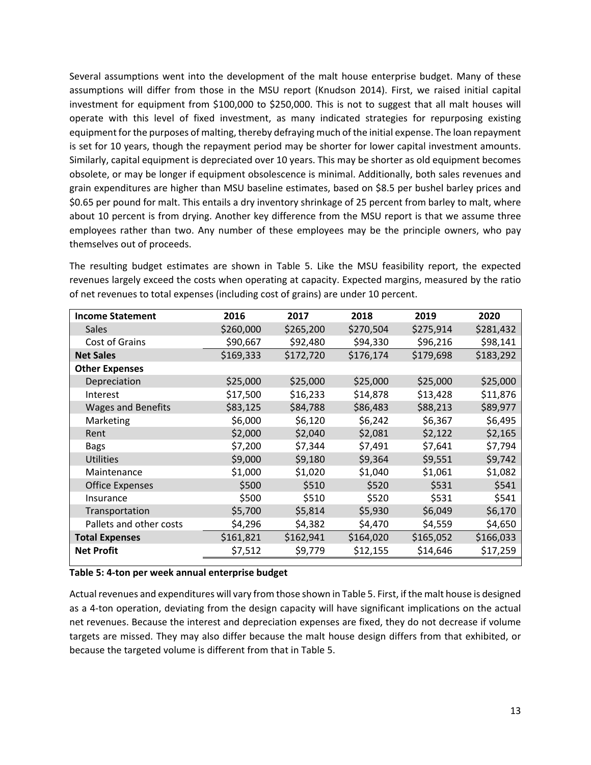Several assumptions went into the development of the malt house enterprise budget. Many of these assumptions will differ from those in the MSU report (Knudson 2014). First, we raised initial capital investment for equipment from $100,000 to $250,000. This is not to suggest that all malt houses will operate with this level of fixed investment, as many indicated strategies for repurposing existing equipment for the purposes of malting, thereby defraying much of the initial expense. The loan repayment is set for 10 years, though the repayment period may be shorter for lower capital investment amounts. Similarly, capital equipment is depreciated over 10 years. This may be shorter as old equipment becomes obsolete, or may be longer if equipment obsolescence is minimal. Additionally, both sales revenues and grain expenditures are higher than MSU baseline estimates, based on $8.5 per bushel barley prices and $0.65 per pound for malt. This entails a dry inventory shrinkage of 25 percent from barley to malt, where about 10 percent is from drying. Another key difference from the MSU report is that we assume three employees rather than two. Any number of these employees may be the principle owners, who pay themselves out of proceeds.

The resulting budget estimates are shown in Table 5. Like the MSU feasibility report, the expected revenues largely exceed the costs when operating at capacity. Expected margins, measured by the ratio of net revenues to total expenses (including cost of grains) are under 10 percent.

| **Income Statement** | **2016** | **2017** | **2018** | **2019** | **2020** |
|---|---|---|---|---|---|
| Sales | $260,000 | $265,200 | $270,504 | $275,914 | $281,432 |
| Cost of Grains | $90,667 | $92,480 | $94,330 | $96,216 | $98,141 |
| **Net Sales** | $169,333 | $172,720 | $176,174 | $179,698 | $183,292 |
| **Other Expenses** | | | | | |
| Depreciation | $25,000 | $25,000 | $25,000 | $25,000 | $25,000 |
| Interest | $17,500 | $16,233 | $14,878 | $13,428 | $11,876 |
| Wages and Benefits | $83,125 | $84,788 | $86,483 | $88,213 | $89,977 |
| Marketing | $6,000 | $6,120 | $6,242 | $6,367 | $6,495 |
| Rent | $2,000 | $2,040 | $2,081 | $2,122 | $2,165 |
| Bags | $7,200 | $7,344 | $7,491 | $7,641 | $7,794 |
| Utilities | $9,000 | $9,180 | $9,364 | $9,551 | $9,742 |
| Maintenance | $1,000 | $1,020 | $1,040 | $1,061 | $1,082 |
| Office Expenses | $500 | $510 | $520 | $531 | $541 |
| Insurance | $500 | $510 | $520 | $531 | $541 |
| Transportation | $5,700 | $5,814 | $5,930 | $6,049 | $6,170 |
| Pallets and other costs | $4,296 | $4,382 | $4,470 | $4,559 | $4,650 |
| **Total Expenses** | $161,821 | $162,941 | $164,020 | $165,052 | $166,033 |
| **Net Profit** | $7,512 | $9,779 | $12,155 | $14,646 | $17,259 |

**Table 5: 4-ton per week annual enterprise budget**

Actual revenues and expenditures will vary from those shown in Table 5. First, if the malt house is designed as a 4-ton operation, deviating from the design capacity will have significant implications on the actual net revenues. Because the interest and depreciation expenses are fixed, they do not decrease if volume targets are missed. They may also differ because the malt house design differs from that exhibited, or because the targeted volume is different from that in Table 5.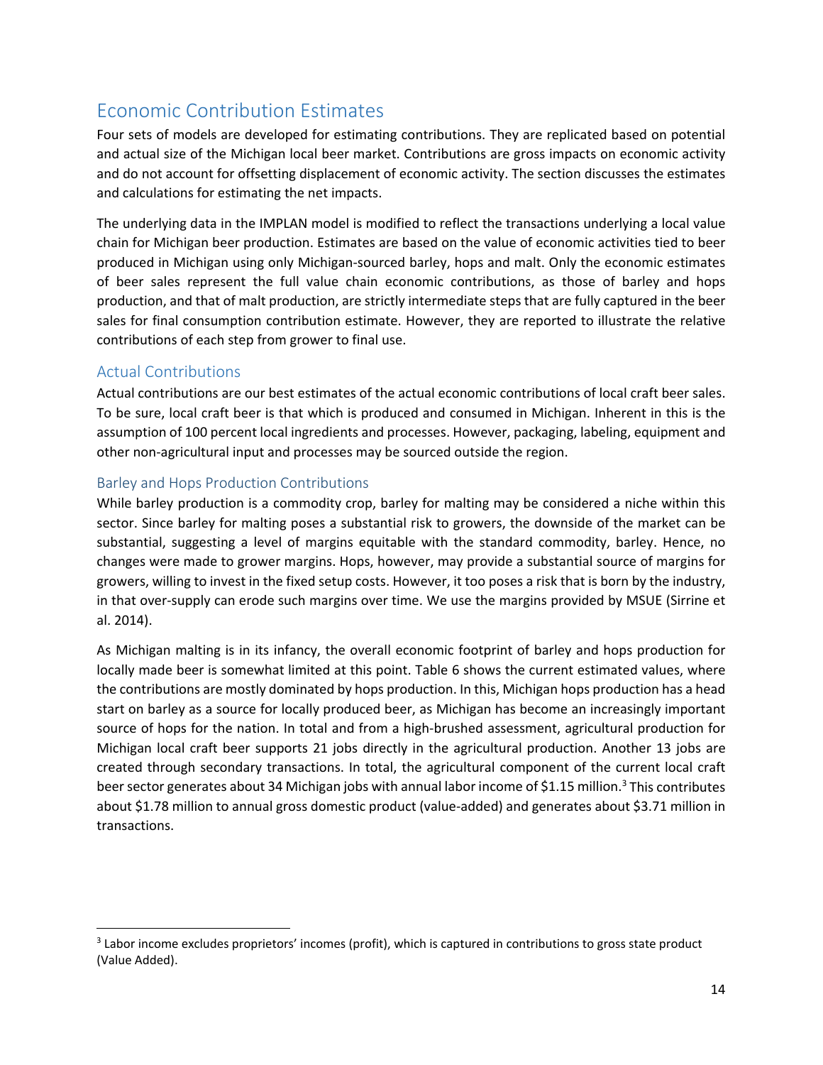## Economic Contribution Estimates

Four sets of models are developed for estimating contributions. They are replicated based on potential and actual size of the Michigan local beer market. Contributions are gross impacts on economic activity and do not account for offsetting displacement of economic activity. The section discusses the estimates and calculations for estimating the net impacts.

The underlying data in the IMPLAN model is modified to reflect the transactions underlying a local value chain for Michigan beer production. Estimates are based on the value of economic activities tied to beer produced in Michigan using only Michigan-sourced barley, hops and malt. Only the economic estimates of beer sales represent the full value chain economic contributions, as those of barley and hops production, and that of malt production, are strictly intermediate steps that are fully captured in the beer sales for final consumption contribution estimate. However, they are reported to illustrate the relative contributions of each step from grower to final use.

### Actual Contributions

Actual contributions are our best estimates of the actual economic contributions of local craft beer sales. To be sure, local craft beer is that which is produced and consumed in Michigan. Inherent in this is the assumption of 100 percent local ingredients and processes. However, packaging, labeling, equipment and other non-agricultural input and processes may be sourced outside the region.

#### Barley and Hops Production Contributions

While barley production is a commodity crop, barley for malting may be considered a niche within this sector. Since barley for malting poses a substantial risk to growers, the downside of the market can be substantial, suggesting a level of margins equitable with the standard commodity, barley. Hence, no changes were made to grower margins. Hops, however, may provide a substantial source of margins for growers, willing to invest in the fixed setup costs. However, it too poses a risk that is born by the industry, in that over-supply can erode such margins over time. We use the margins provided by MSUE (Sirrine et al. 2014).

As Michigan malting is in its infancy, the overall economic footprint of barley and hops production for locally made beer is somewhat limited at this point. Table 6 shows the current estimated values, where the contributions are mostly dominated by hops production. In this, Michigan hops production has a head start on barley as a source for locally produced beer, as Michigan has become an increasingly important source of hops for the nation. In total and from a high-brushed assessment, agricultural production for Michigan local craft beer supports 21 jobs directly in the agricultural production. Another 13 jobs are created through secondary transactions. In total, the agricultural component of the current local craft beer sector generates about 34 Michigan jobs with annual labor income of $1.15 million.[3] This contributes about $1.78 million to annual gross domestic product (value-added) and generates about $3.71 million in transactions.

[3] Labor income excludes proprietors' incomes (profit), which is captured in contributions to gross state product (Value Added).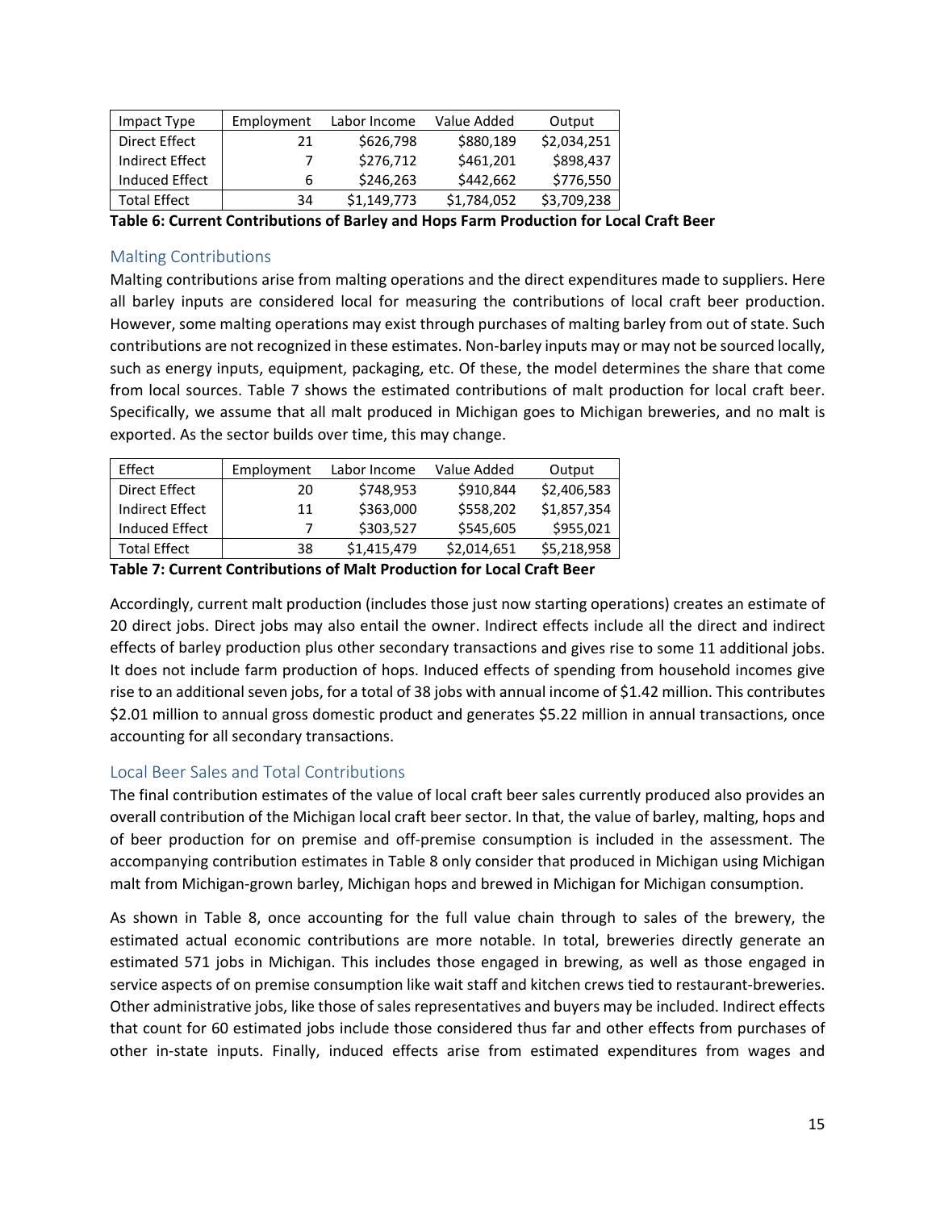| Impact Type | Employment | Labor Income | Value Added | Output |
| --- | --- | --- | --- | --- |
| Direct Effect | 21 | $626,798 | $880,189 | $2,034,251 |
| Indirect Effect | 7 | $276,712 | $461,201 | $898,437 |
| Induced Effect | 6 | $246,263 | $442,662 | $776,550 |
| Total Effect | 34 | $1,149,773 | $1,784,052 | $3,709,238 |

**Table 6: Current Contributions of Barley and Hops Farm Production for Local Craft Beer**

## Malting Contributions

Malting contributions arise from malting operations and the direct expenditures made to suppliers. Here all barley inputs are considered local for measuring the contributions of local craft beer production. However, some malting operations may exist through purchases of malting barley from out of state. Such contributions are not recognized in these estimates. Non-barley inputs may or may not be sourced locally, such as energy inputs, equipment, packaging, etc. Of these, the model determines the share that come from local sources. Table 7 shows the estimated contributions of malt production for local craft beer. Specifically, we assume that all malt produced in Michigan goes to Michigan breweries, and no malt is exported. As the sector builds over time, this may change.

| Effect | Employment | Labor Income | Value Added | Output |
| --- | --- | --- | --- | --- |
| Direct Effect | 20 | $748,953 | $910,844 | $2,406,583 |
| Indirect Effect | 11 | $363,000 | $558,202 | $1,857,354 |
| Induced Effect | 7 | $303,527 | $545,605 | $955,021 |
| Total Effect | 38 | $1,415,479 | $2,014,651 | $5,218,958 |

**Table 7: Current Contributions of Malt Production for Local Craft Beer**

Accordingly, current malt production (includes those just now starting operations) creates an estimate of 20 direct jobs. Direct jobs may also entail the owner. Indirect effects include all the direct and indirect effects of barley production plus other secondary transactions and gives rise to some 11 additional jobs. It does not include farm production of hops. Induced effects of spending from household incomes give rise to an additional seven jobs, for a total of 38 jobs with annual income of $1.42 million. This contributes $2.01 million to annual gross domestic product and generates $5.22 million in annual transactions, once accounting for all secondary transactions.

## Local Beer Sales and Total Contributions

The final contribution estimates of the value of local craft beer sales currently produced also provides an overall contribution of the Michigan local craft beer sector. In that, the value of barley, malting, hops and of beer production for on premise and off-premise consumption is included in the assessment. The accompanying contribution estimates in Table 8 only consider that produced in Michigan using Michigan malt from Michigan-grown barley, Michigan hops and brewed in Michigan for Michigan consumption.

As shown in Table 8, once accounting for the full value chain through to sales of the brewery, the estimated actual economic contributions are more notable. In total, breweries directly generate an estimated 571 jobs in Michigan. This includes those engaged in brewing, as well as those engaged in service aspects of on premise consumption like wait staff and kitchen crews tied to restaurant-breweries. Other administrative jobs, like those of sales representatives and buyers may be included. Indirect effects that count for 60 estimated jobs include those considered thus far and other effects from purchases of other in-state inputs. Finally, induced effects arise from estimated expenditures from wages and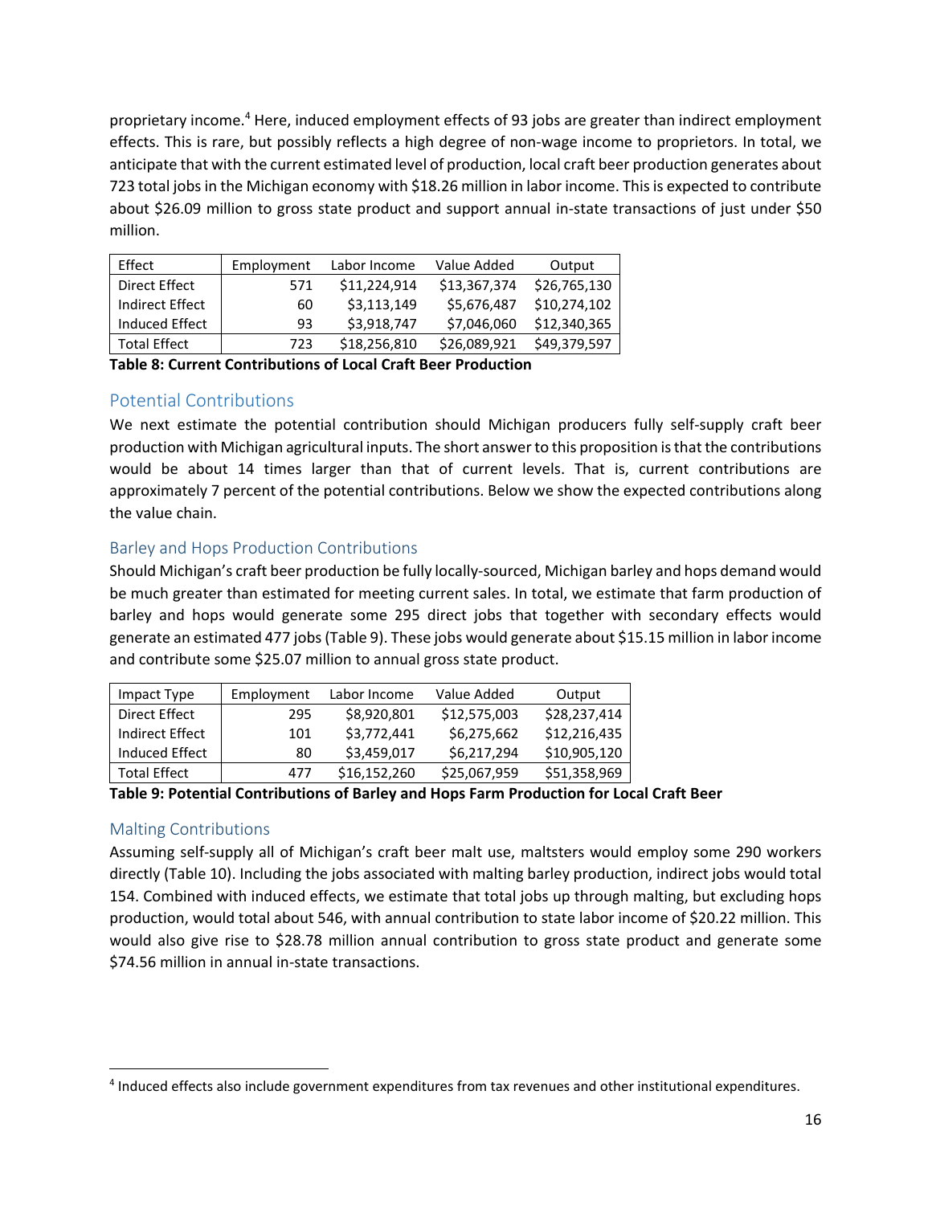proprietary income.[4] Here, induced employment effects of 93 jobs are greater than indirect employment effects. This is rare, but possibly reflects a high degree of non-wage income to proprietors. In total, we anticipate that with the current estimated level of production, local craft beer production generates about 723 total jobs in the Michigan economy with $18.26 million in labor income. This is expected to contribute about $26.09 million to gross state product and support annual in-state transactions of just under $50 million.

| Effect | Employment | Labor Income | Value Added | Output |
|---|---|---|---|---|
| Direct Effect | 571 | $11,224,914 | $13,367,374 | $26,765,130 |
| Indirect Effect | 60 | $3,113,149 | $5,676,487 | $10,274,102 |
| Induced Effect | 93 | $3,918,747 | $7,046,060 | $12,340,365 |
| Total Effect | 723 | $18,256,810 | $26,089,921 | $49,379,597 |

**Table 8: Current Contributions of Local Craft Beer Production**

## Potential Contributions

We next estimate the potential contribution should Michigan producers fully self-supply craft beer production with Michigan agricultural inputs. The short answer to this proposition is that the contributions would be about 14 times larger than that of current levels. That is, current contributions are approximately 7 percent of the potential contributions. Below we show the expected contributions along the value chain.

### Barley and Hops Production Contributions

Should Michigan's craft beer production be fully locally-sourced, Michigan barley and hops demand would be much greater than estimated for meeting current sales. In total, we estimate that farm production of barley and hops would generate some 295 direct jobs that together with secondary effects would generate an estimated 477 jobs (Table 9). These jobs would generate about $15.15 million in labor income and contribute some $25.07 million to annual gross state product.

| Impact Type | Employment | Labor Income | Value Added | Output |
|---|---|---|---|---|
| Direct Effect | 295 | $8,920,801 | $12,575,003 | $28,237,414 |
| Indirect Effect | 101 | $3,772,441 | $6,275,662 | $12,216,435 |
| Induced Effect | 80 | $3,459,017 | $6,217,294 | $10,905,120 |
| Total Effect | 477 | $16,152,260 | $25,067,959 | $51,358,969 |

**Table 9: Potential Contributions of Barley and Hops Farm Production for Local Craft Beer**

### Malting Contributions

Assuming self-supply all of Michigan's craft beer malt use, maltsters would employ some 290 workers directly (Table 10). Including the jobs associated with malting barley production, indirect jobs would total 154. Combined with induced effects, we estimate that total jobs up through malting, but excluding hops production, would total about 546, with annual contribution to state labor income of $20.22 million. This would also give rise to $28.78 million annual contribution to gross state product and generate some $74.56 million in annual in-state transactions.

[4] Induced effects also include government expenditures from tax revenues and other institutional expenditures.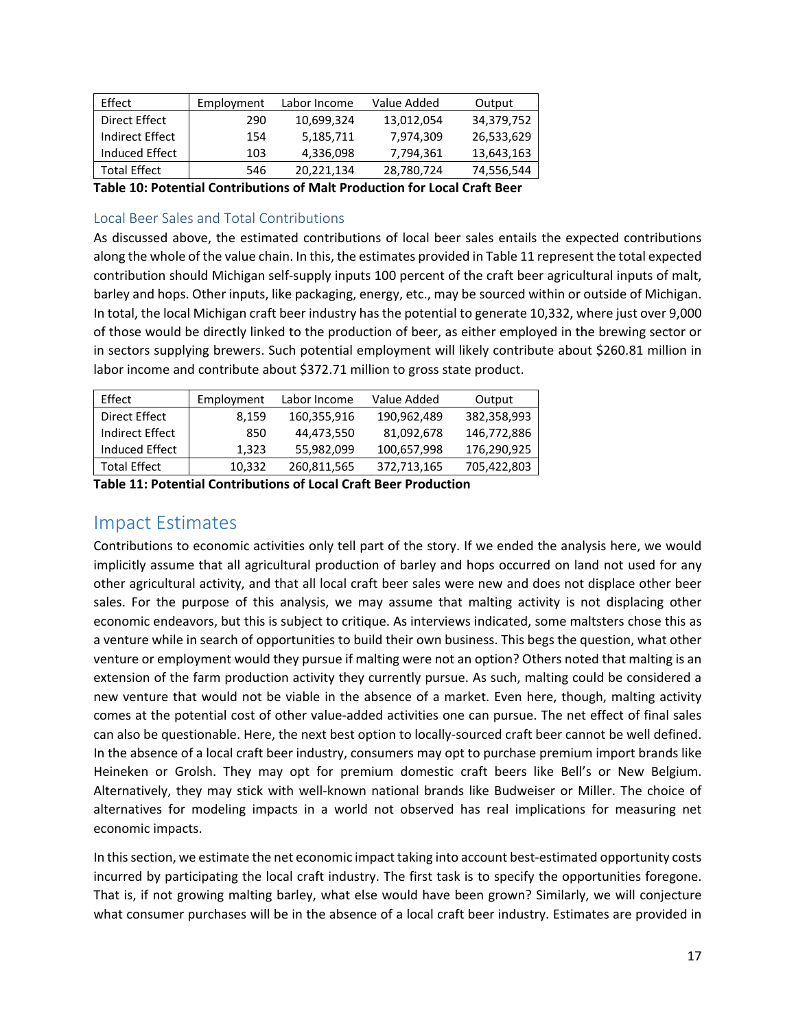| Effect | Employment | Labor Income | Value Added | Output |
|---|---|---|---|---|
| Direct Effect | 290 | 10,699,324 | 13,012,054 | 34,379,752 |
| Indirect Effect | 154 | 5,185,711 | 7,974,309 | 26,533,629 |
| Induced Effect | 103 | 4,336,098 | 7,794,361 | 13,643,163 |
| Total Effect | 546 | 20,221,134 | 28,780,724 | 74,556,544 |

**Table 10: Potential Contributions of Malt Production for Local Craft Beer**

### Local Beer Sales and Total Contributions

As discussed above, the estimated contributions of local beer sales entails the expected contributions along the whole of the value chain. In this, the estimates provided in Table 11 represent the total expected contribution should Michigan self-supply inputs 100 percent of the craft beer agricultural inputs of malt, barley and hops. Other inputs, like packaging, energy, etc., may be sourced within or outside of Michigan. In total, the local Michigan craft beer industry has the potential to generate 10,332, where just over 9,000 of those would be directly linked to the production of beer, as either employed in the brewing sector or in sectors supplying brewers. Such potential employment will likely contribute about $260.81 million in labor income and contribute about $372.71 million to gross state product.

| Effect | Employment | Labor Income | Value Added | Output |
|---|---|---|---|---|
| Direct Effect | 8,159 | 160,355,916 | 190,962,489 | 382,358,993 |
| Indirect Effect | 850 | 44,473,550 | 81,092,678 | 146,772,886 |
| Induced Effect | 1,323 | 55,982,099 | 100,657,998 | 176,290,925 |
| Total Effect | 10,332 | 260,811,565 | 372,713,165 | 705,422,803 |

**Table 11: Potential Contributions of Local Craft Beer Production**

## Impact Estimates

Contributions to economic activities only tell part of the story. If we ended the analysis here, we would implicitly assume that all agricultural production of barley and hops occurred on land not used for any other agricultural activity, and that all local craft beer sales were new and does not displace other beer sales. For the purpose of this analysis, we may assume that malting activity is not displacing other economic endeavors, but this is subject to critique. As interviews indicated, some maltsters chose this as a venture while in search of opportunities to build their own business. This begs the question, what other venture or employment would they pursue if malting were not an option? Others noted that malting is an extension of the farm production activity they currently pursue. As such, malting could be considered a new venture that would not be viable in the absence of a market. Even here, though, malting activity comes at the potential cost of other value-added activities one can pursue. The net effect of final sales can also be questionable. Here, the next best option to locally-sourced craft beer cannot be well defined. In the absence of a local craft beer industry, consumers may opt to purchase premium import brands like Heineken or Grolsh. They may opt for premium domestic craft beers like Bell's or New Belgium. Alternatively, they may stick with well-known national brands like Budweiser or Miller. The choice of alternatives for modeling impacts in a world not observed has real implications for measuring net economic impacts.

In this section, we estimate the net economic impact taking into account best-estimated opportunity costs incurred by participating the local craft industry. The first task is to specify the opportunities foregone. That is, if not growing malting barley, what else would have been grown? Similarly, we will conjecture what consumer purchases will be in the absence of a local craft beer industry. Estimates are provided in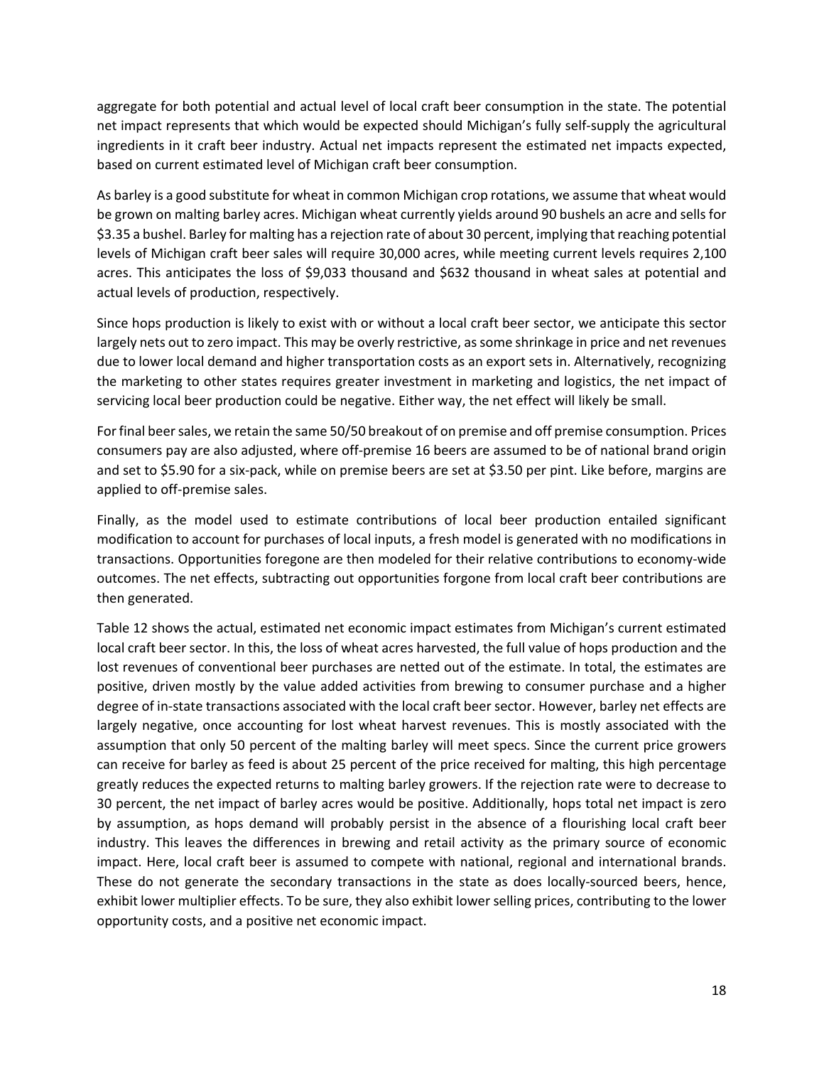aggregate for both potential and actual level of local craft beer consumption in the state. The potential net impact represents that which would be expected should Michigan's fully self-supply the agricultural ingredients in it craft beer industry. Actual net impacts represent the estimated net impacts expected, based on current estimated level of Michigan craft beer consumption.

As barley is a good substitute for wheat in common Michigan crop rotations, we assume that wheat would be grown on malting barley acres. Michigan wheat currently yields around 90 bushels an acre and sells for $3.35 a bushel. Barley for malting has a rejection rate of about 30 percent, implying that reaching potential levels of Michigan craft beer sales will require 30,000 acres, while meeting current levels requires 2,100 acres. This anticipates the loss of $9,033 thousand and $632 thousand in wheat sales at potential and actual levels of production, respectively.

Since hops production is likely to exist with or without a local craft beer sector, we anticipate this sector largely nets out to zero impact. This may be overly restrictive, as some shrinkage in price and net revenues due to lower local demand and higher transportation costs as an export sets in. Alternatively, recognizing the marketing to other states requires greater investment in marketing and logistics, the net impact of servicing local beer production could be negative. Either way, the net effect will likely be small.

For final beer sales, we retain the same 50/50 breakout of on premise and off premise consumption. Prices consumers pay are also adjusted, where off-premise 16 beers are assumed to be of national brand origin and set to $5.90 for a six-pack, while on premise beers are set at $3.50 per pint. Like before, margins are applied to off-premise sales.

Finally, as the model used to estimate contributions of local beer production entailed significant modification to account for purchases of local inputs, a fresh model is generated with no modifications in transactions. Opportunities foregone are then modeled for their relative contributions to economy-wide outcomes. The net effects, subtracting out opportunities forgone from local craft beer contributions are then generated.

Table 12 shows the actual, estimated net economic impact estimates from Michigan's current estimated local craft beer sector. In this, the loss of wheat acres harvested, the full value of hops production and the lost revenues of conventional beer purchases are netted out of the estimate. In total, the estimates are positive, driven mostly by the value added activities from brewing to consumer purchase and a higher degree of in-state transactions associated with the local craft beer sector. However, barley net effects are largely negative, once accounting for lost wheat harvest revenues. This is mostly associated with the assumption that only 50 percent of the malting barley will meet specs. Since the current price growers can receive for barley as feed is about 25 percent of the price received for malting, this high percentage greatly reduces the expected returns to malting barley growers. If the rejection rate were to decrease to 30 percent, the net impact of barley acres would be positive. Additionally, hops total net impact is zero by assumption, as hops demand will probably persist in the absence of a flourishing local craft beer industry. This leaves the differences in brewing and retail activity as the primary source of economic impact. Here, local craft beer is assumed to compete with national, regional and international brands. These do not generate the secondary transactions in the state as does locally-sourced beers, hence, exhibit lower multiplier effects. To be sure, they also exhibit lower selling prices, contributing to the lower opportunity costs, and a positive net economic impact.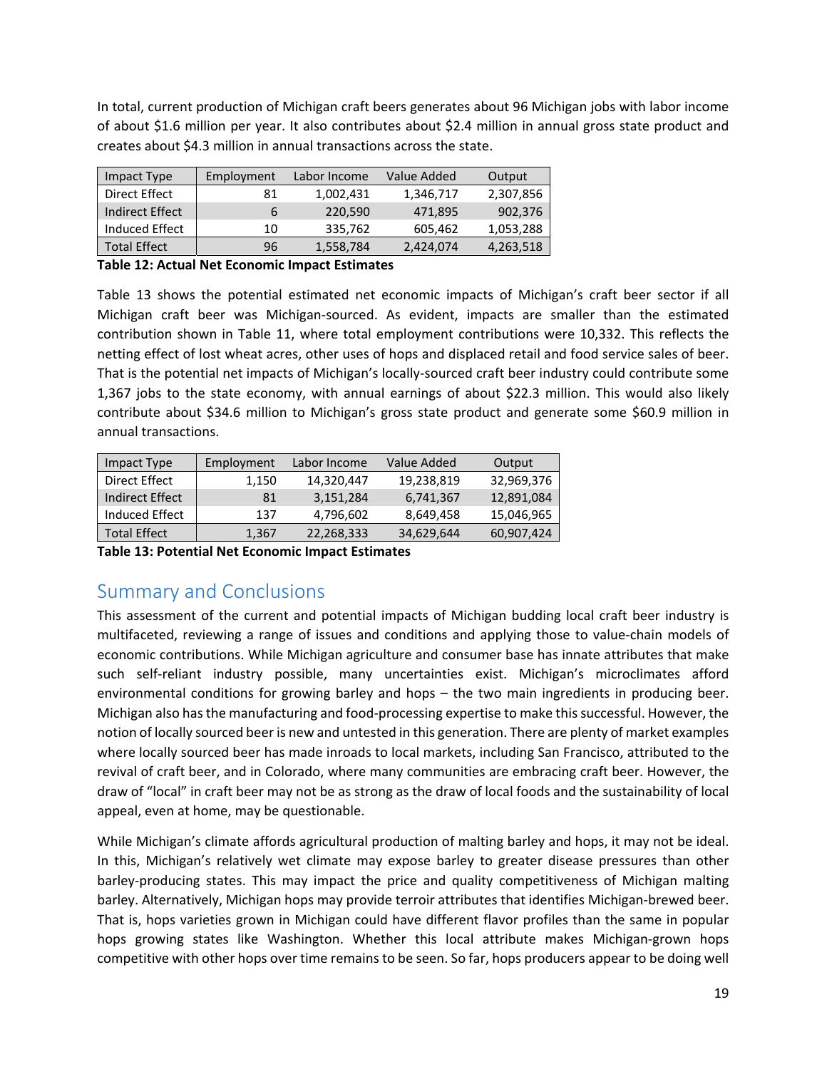In total, current production of Michigan craft beers generates about 96 Michigan jobs with labor income of about $1.6 million per year. It also contributes about $2.4 million in annual gross state product and creates about $4.3 million in annual transactions across the state.

| Impact Type | Employment | Labor Income | Value Added | Output |
|---|---|---|---|---|
| Direct Effect | 81 | 1,002,431 | 1,346,717 | 2,307,856 |
| Indirect Effect | 6 | 220,590 | 471,895 | 902,376 |
| Induced Effect | 10 | 335,762 | 605,462 | 1,053,288 |
| Total Effect | 96 | 1,558,784 | 2,424,074 | 4,263,518 |

**Table 12: Actual Net Economic Impact Estimates**

Table 13 shows the potential estimated net economic impacts of Michigan's craft beer sector if all Michigan craft beer was Michigan-sourced. As evident, impacts are smaller than the estimated contribution shown in Table 11, where total employment contributions were 10,332. This reflects the netting effect of lost wheat acres, other uses of hops and displaced retail and food service sales of beer. That is the potential net impacts of Michigan's locally-sourced craft beer industry could contribute some 1,367 jobs to the state economy, with annual earnings of about $22.3 million. This would also likely contribute about $34.6 million to Michigan's gross state product and generate some $60.9 million in annual transactions.

| Impact Type | Employment | Labor Income | Value Added | Output |
|---|---|---|---|---|
| Direct Effect | 1,150 | 14,320,447 | 19,238,819 | 32,969,376 |
| Indirect Effect | 81 | 3,151,284 | 6,741,367 | 12,891,084 |
| Induced Effect | 137 | 4,796,602 | 8,649,458 | 15,046,965 |
| Total Effect | 1,367 | 22,268,333 | 34,629,644 | 60,907,424 |

**Table 13: Potential Net Economic Impact Estimates**

## Summary and Conclusions

This assessment of the current and potential impacts of Michigan budding local craft beer industry is multifaceted, reviewing a range of issues and conditions and applying those to value-chain models of economic contributions. While Michigan agriculture and consumer base has innate attributes that make such self-reliant industry possible, many uncertainties exist. Michigan's microclimates afford environmental conditions for growing barley and hops – the two main ingredients in producing beer. Michigan also has the manufacturing and food-processing expertise to make this successful. However, the notion of locally sourced beer is new and untested in this generation. There are plenty of market examples where locally sourced beer has made inroads to local markets, including San Francisco, attributed to the revival of craft beer, and in Colorado, where many communities are embracing craft beer. However, the draw of "local" in craft beer may not be as strong as the draw of local foods and the sustainability of local appeal, even at home, may be questionable.

While Michigan's climate affords agricultural production of malting barley and hops, it may not be ideal. In this, Michigan's relatively wet climate may expose barley to greater disease pressures than other barley-producing states. This may impact the price and quality competitiveness of Michigan malting barley. Alternatively, Michigan hops may provide terroir attributes that identifies Michigan-brewed beer. That is, hops varieties grown in Michigan could have different flavor profiles than the same in popular hops growing states like Washington. Whether this local attribute makes Michigan-grown hops competitive with other hops over time remains to be seen. So far, hops producers appear to be doing well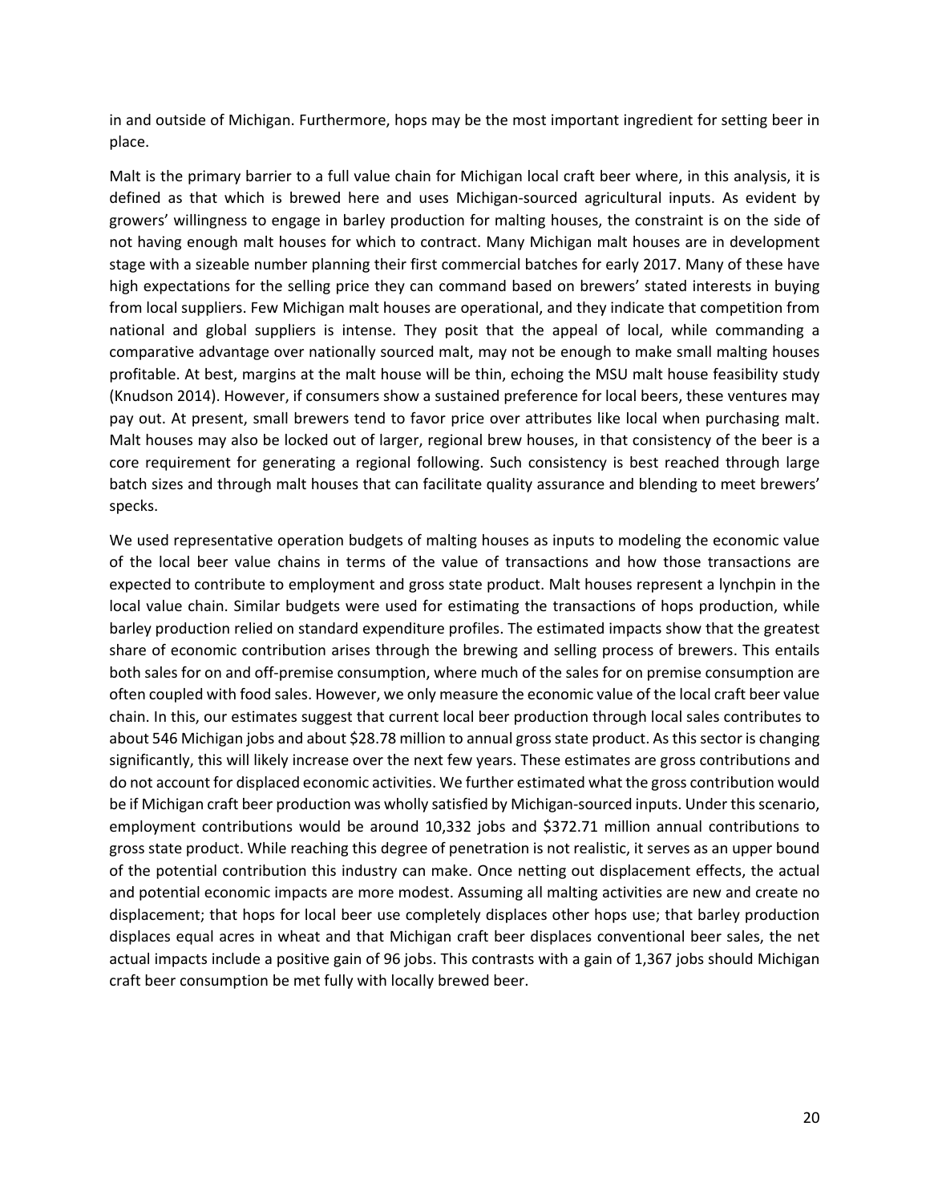in and outside of Michigan. Furthermore, hops may be the most important ingredient for setting beer in place.

Malt is the primary barrier to a full value chain for Michigan local craft beer where, in this analysis, it is defined as that which is brewed here and uses Michigan-sourced agricultural inputs. As evident by growers' willingness to engage in barley production for malting houses, the constraint is on the side of not having enough malt houses for which to contract. Many Michigan malt houses are in development stage with a sizeable number planning their first commercial batches for early 2017. Many of these have high expectations for the selling price they can command based on brewers' stated interests in buying from local suppliers. Few Michigan malt houses are operational, and they indicate that competition from national and global suppliers is intense. They posit that the appeal of local, while commanding a comparative advantage over nationally sourced malt, may not be enough to make small malting houses profitable. At best, margins at the malt house will be thin, echoing the MSU malt house feasibility study (Knudson 2014). However, if consumers show a sustained preference for local beers, these ventures may pay out. At present, small brewers tend to favor price over attributes like local when purchasing malt. Malt houses may also be locked out of larger, regional brew houses, in that consistency of the beer is a core requirement for generating a regional following. Such consistency is best reached through large batch sizes and through malt houses that can facilitate quality assurance and blending to meet brewers' specks.

We used representative operation budgets of malting houses as inputs to modeling the economic value of the local beer value chains in terms of the value of transactions and how those transactions are expected to contribute to employment and gross state product. Malt houses represent a lynchpin in the local value chain. Similar budgets were used for estimating the transactions of hops production, while barley production relied on standard expenditure profiles. The estimated impacts show that the greatest share of economic contribution arises through the brewing and selling process of brewers. This entails both sales for on and off-premise consumption, where much of the sales for on premise consumption are often coupled with food sales. However, we only measure the economic value of the local craft beer value chain. In this, our estimates suggest that current local beer production through local sales contributes to about 546 Michigan jobs and about $28.78 million to annual gross state product. As this sector is changing significantly, this will likely increase over the next few years. These estimates are gross contributions and do not account for displaced economic activities. We further estimated what the gross contribution would be if Michigan craft beer production was wholly satisfied by Michigan-sourced inputs. Under this scenario, employment contributions would be around 10,332 jobs and $372.71 million annual contributions to gross state product. While reaching this degree of penetration is not realistic, it serves as an upper bound of the potential contribution this industry can make. Once netting out displacement effects, the actual and potential economic impacts are more modest. Assuming all malting activities are new and create no displacement; that hops for local beer use completely displaces other hops use; that barley production displaces equal acres in wheat and that Michigan craft beer displaces conventional beer sales, the net actual impacts include a positive gain of 96 jobs. This contrasts with a gain of 1,367 jobs should Michigan craft beer consumption be met fully with locally brewed beer.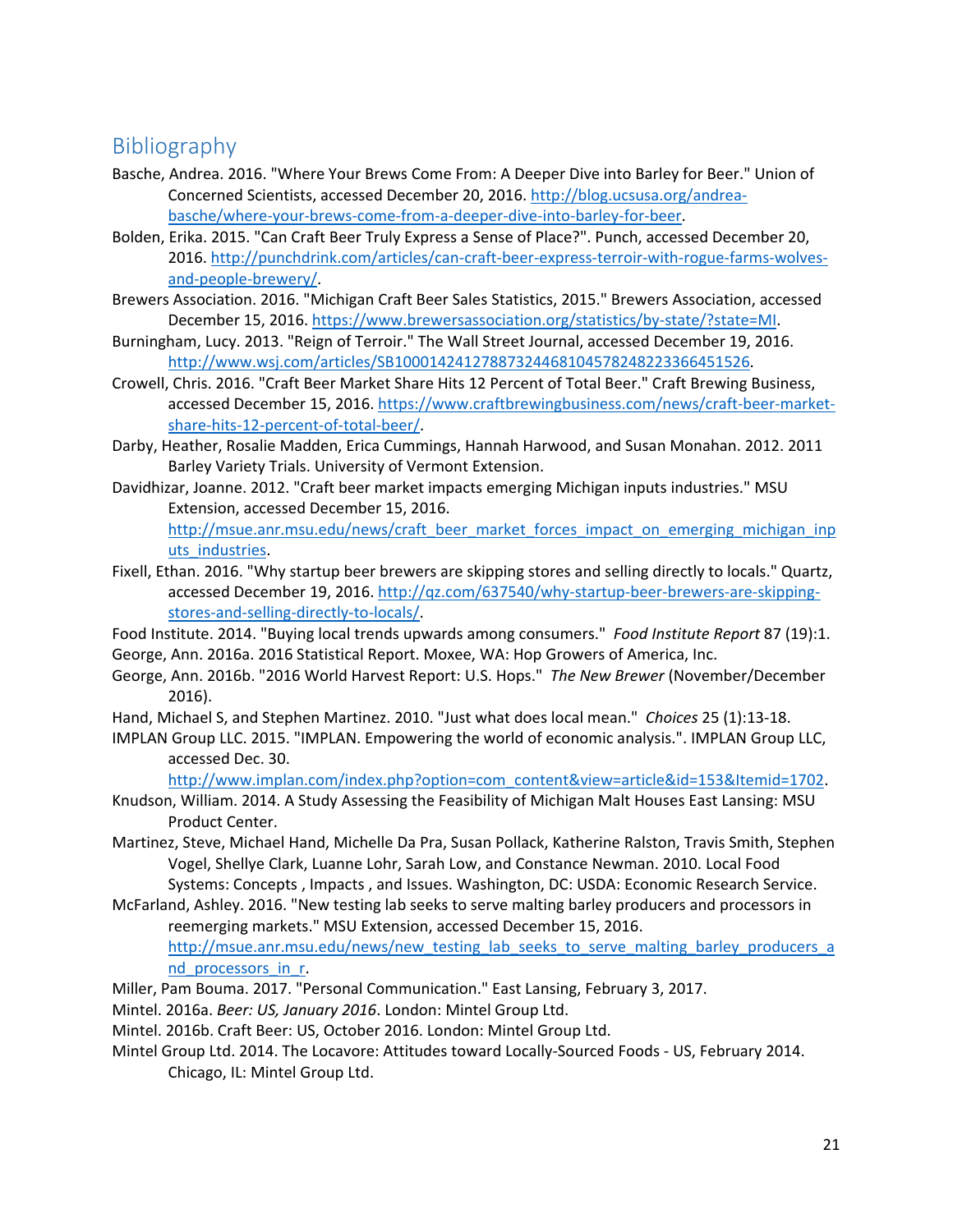## Bibliography

Basche, Andrea. 2016. "Where Your Brews Come From: A Deeper Dive into Barley for Beer." Union of Concerned Scientists, accessed December 20, 2016. http://blog.ucsusa.org/andrea-basche/where-your-brews-come-from-a-deeper-dive-into-barley-for-beer.

Bolden, Erika. 2015. "Can Craft Beer Truly Express a Sense of Place?". Punch, accessed December 20, 2016. http://punchdrink.com/articles/can-craft-beer-express-terroir-with-rogue-farms-wolves-and-people-brewery/.

Brewers Association. 2016. "Michigan Craft Beer Sales Statistics, 2015." Brewers Association, accessed December 15, 2016. https://www.brewersassociation.org/statistics/by-state/?state=MI.

Burningham, Lucy. 2013. "Reign of Terroir." The Wall Street Journal, accessed December 19, 2016. http://www.wsj.com/articles/SB10001424127887324468104578248223366451526.

Crowell, Chris. 2016. "Craft Beer Market Share Hits 12 Percent of Total Beer." Craft Brewing Business, accessed December 15, 2016. https://www.craftbrewingbusiness.com/news/craft-beer-market-share-hits-12-percent-of-total-beer/.

Darby, Heather, Rosalie Madden, Erica Cummings, Hannah Harwood, and Susan Monahan. 2012. 2011 Barley Variety Trials. University of Vermont Extension.

Davidhizar, Joanne. 2012. "Craft beer market impacts emerging Michigan inputs industries." MSU Extension, accessed December 15, 2016. http://msue.anr.msu.edu/news/craft_beer_market_forces_impact_on_emerging_michigan_inputs_industries.

Fixell, Ethan. 2016. "Why startup beer brewers are skipping stores and selling directly to locals." Quartz, accessed December 19, 2016. http://qz.com/637540/why-startup-beer-brewers-are-skipping-stores-and-selling-directly-to-locals/.

Food Institute. 2014. "Buying local trends upwards among consumers." *Food Institute Report* 87 (19):1.

George, Ann. 2016a. 2016 Statistical Report. Moxee, WA: Hop Growers of America, Inc.

George, Ann. 2016b. "2016 World Harvest Report: U.S. Hops." *The New Brewer* (November/December 2016).

Hand, Michael S, and Stephen Martinez. 2010. "Just what does local mean." *Choices* 25 (1):13-18.

IMPLAN Group LLC. 2015. "IMPLAN. Empowering the world of economic analysis.". IMPLAN Group LLC, accessed Dec. 30. http://www.implan.com/index.php?option=com_content&view=article&id=153&Itemid=1702.

Knudson, William. 2014. A Study Assessing the Feasibility of Michigan Malt Houses East Lansing: MSU Product Center.

Martinez, Steve, Michael Hand, Michelle Da Pra, Susan Pollack, Katherine Ralston, Travis Smith, Stephen Vogel, Shellye Clark, Luanne Lohr, Sarah Low, and Constance Newman. 2010. Local Food Systems: Concepts , Impacts , and Issues. Washington, DC: USDA: Economic Research Service.

McFarland, Ashley. 2016. "New testing lab seeks to serve malting barley producers and processors in reemerging markets." MSU Extension, accessed December 15, 2016. http://msue.anr.msu.edu/news/new_testing_lab_seeks_to_serve_malting_barley_producers_and_processors_in_r.

Miller, Pam Bouma. 2017. "Personal Communication." East Lansing, February 3, 2017.

Mintel. 2016a. *Beer: US, January 2016*. London: Mintel Group Ltd.

Mintel. 2016b. Craft Beer: US, October 2016. London: Mintel Group Ltd.

Mintel Group Ltd. 2014. The Locavore: Attitudes toward Locally-Sourced Foods - US, February 2014. Chicago, IL: Mintel Group Ltd.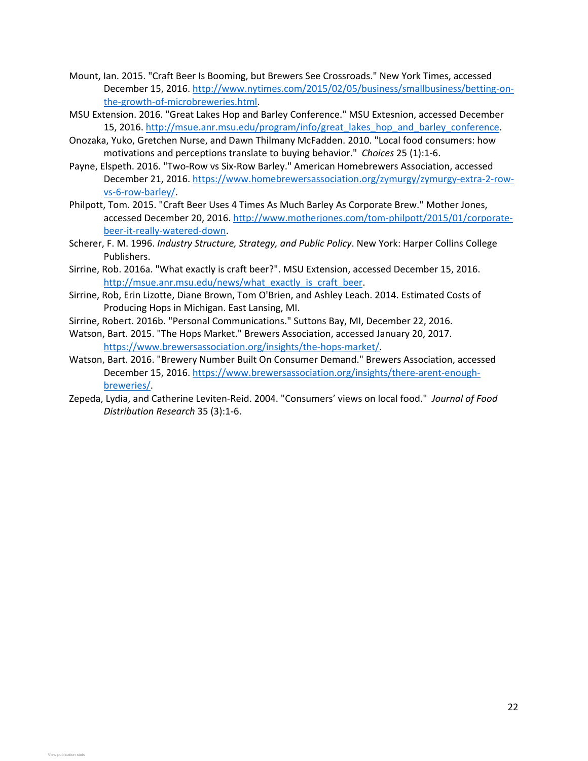Mount, Ian. 2015. "Craft Beer Is Booming, but Brewers See Crossroads." New York Times, accessed December 15, 2016. http://www.nytimes.com/2015/02/05/business/smallbusiness/betting-on-the-growth-of-microbreweries.html.

MSU Extension. 2016. "Great Lakes Hop and Barley Conference." MSU Extesnion, accessed December 15, 2016. http://msue.anr.msu.edu/program/info/great_lakes_hop_and_barley_conference.

Onozaka, Yuko, Gretchen Nurse, and Dawn Thilmany McFadden. 2010. "Local food consumers: how motivations and perceptions translate to buying behavior." *Choices* 25 (1):1-6.

Payne, Elspeth. 2016. "Two-Row vs Six-Row Barley." American Homebrewers Association, accessed December 21, 2016. https://www.homebrewersassociation.org/zymurgy/zymurgy-extra-2-row-vs-6-row-barley/.

Philpott, Tom. 2015. "Craft Beer Uses 4 Times As Much Barley As Corporate Brew." Mother Jones, accessed December 20, 2016. http://www.motherjones.com/tom-philpott/2015/01/corporate-beer-it-really-watered-down.

Scherer, F. M. 1996. *Industry Structure, Strategy, and Public Policy*. New York: Harper Collins College Publishers.

Sirrine, Rob. 2016a. "What exactly is craft beer?". MSU Extension, accessed December 15, 2016. http://msue.anr.msu.edu/news/what_exactly_is_craft_beer.

Sirrine, Rob, Erin Lizotte, Diane Brown, Tom O'Brien, and Ashley Leach. 2014. Estimated Costs of Producing Hops in Michigan. East Lansing, MI.

Sirrine, Robert. 2016b. "Personal Communications." Suttons Bay, MI, December 22, 2016.

Watson, Bart. 2015. "The Hops Market." Brewers Association, accessed January 20, 2017. https://www.brewersassociation.org/insights/the-hops-market/.

Watson, Bart. 2016. "Brewery Number Built On Consumer Demand." Brewers Association, accessed December 15, 2016. https://www.brewersassociation.org/insights/there-arent-enough-breweries/.

Zepeda, Lydia, and Catherine Leviten-Reid. 2004. "Consumers' views on local food." *Journal of Food Distribution Research* 35 (3):1-6.